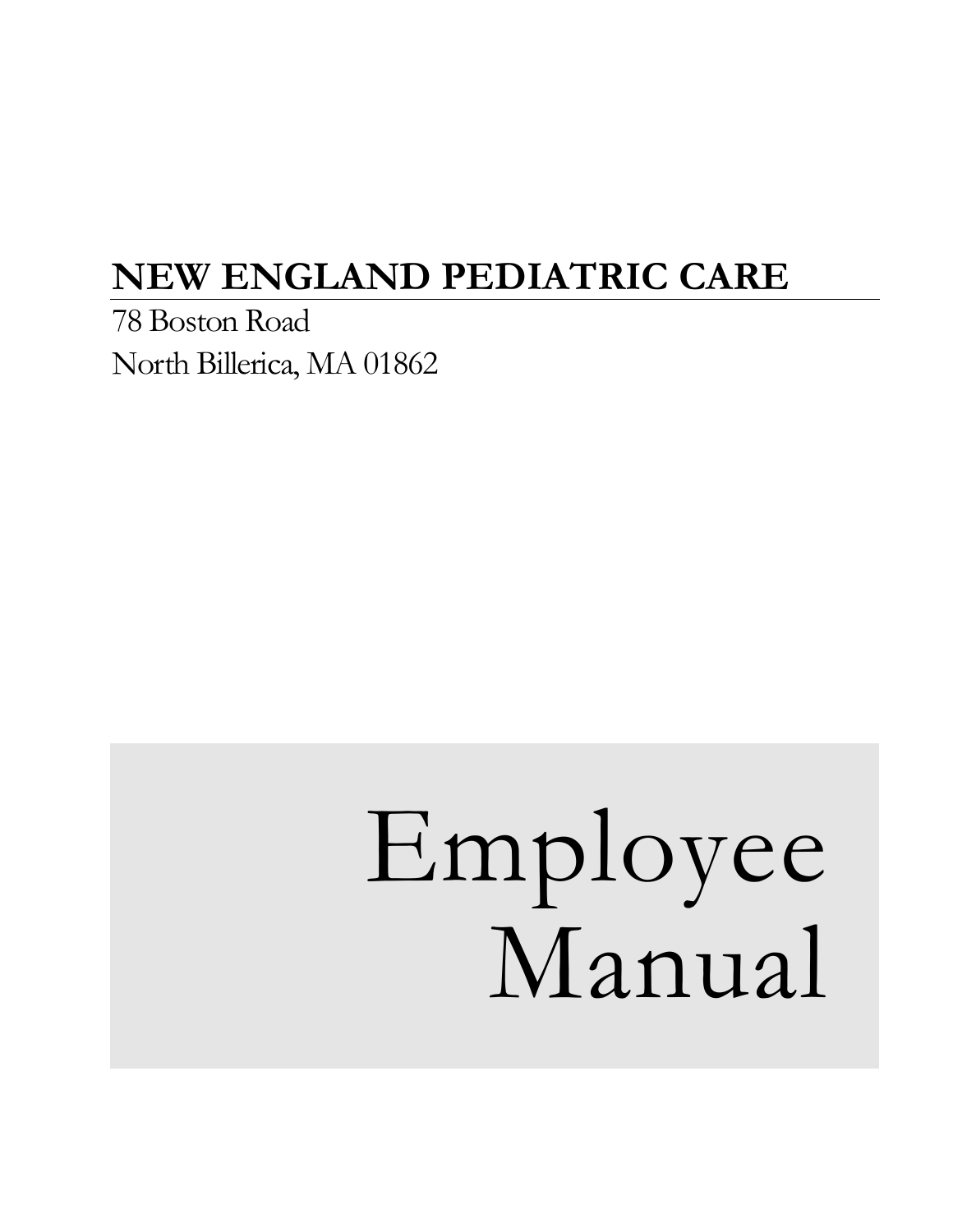# NEW ENGLAND PEDIATRIC CARE

78 Boston Road
North Billerica, MA 01862

# Employee Manual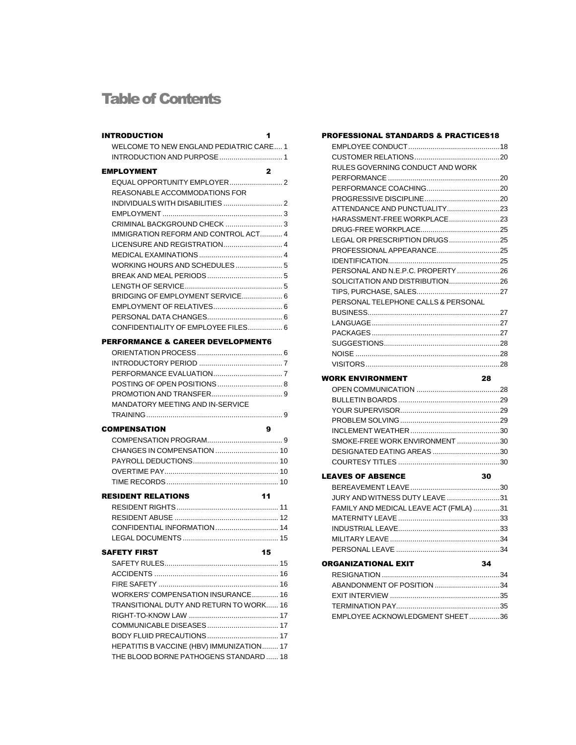# Table of Contents

**INTRODUCTION** 1

- WELCOME TO NEW ENGLAND PEDIATRIC CARE.... 1
- INTRODUCTION AND PURPOSE............................... 1

**EMPLOYMENT** 2

- EQUAL OPPORTUNITY EMPLOYER.......................... 2
- REASONABLE ACCOMMODATIONS FOR INDIVIDUALS WITH DISABILITIES ............................. 2
- EMPLOYMENT ........................................................... 3
- CRIMINAL BACKGROUND CHECK ............................ 3
- IMMIGRATION REFORM AND CONTROL ACT........... 4
- LICENSURE AND REGISTRATION............................. 4
- MEDICAL EXAMINATIONS ......................................... 4
- WORKING HOURS AND SCHEDULES ....................... 5
- BREAK AND MEAL PERIODS..................................... 5
- LENGTH OF SERVICE................................................ 5
- BRIDGING OF EMPLOYMENT SERVICE.................... 6
- EMPLOYMENT OF RELATIVES.................................. 6
- PERSONAL DATA CHANGES..................................... 6
- CONFIDENTIALITY OF EMPLOYEE FILES................. 6

**PERFORMANCE & CAREER DEVELOPMENT** 6

- ORIENTATION PROCESS.......................................... 6
- INTRODUCTORY PERIOD ......................................... 7
- PERFORMANCE EVALUATION.................................. 7
- POSTING OF OPEN POSITIONS................................ 8
- PROMOTION AND TRANSFER................................... 9
- MANDATORY MEETING AND IN-SERVICE TRAINING................................................................... 9

**COMPENSATION** 9

- COMPENSATION PROGRAM..................................... 9
- CHANGES IN COMPENSATION ............................... 10
- PAYROLL DEDUCTIONS.......................................... 10
- OVERTIME PAY........................................................ 10
- TIME RECORDS....................................................... 10

**RESIDENT RELATIONS** 11

- RESIDENT RIGHTS.................................................. 11
- RESIDENT ABUSE ................................................... 12
- CONFIDENTIAL INFORMATION............................... 14
- LEGAL DOCUMENTS ............................................... 15

**SAFETY FIRST** 15

- SAFETY RULES........................................................ 15
- ACCIDENTS ............................................................. 16
- FIRE SAFETY ........................................................... 16
- WORKERS' COMPENSATION INSURANCE............. 16
- TRANSITIONAL DUTY AND RETURN TO WORK...... 16
- RIGHT-TO-KNOW LAW ............................................ 17
- COMMUNICABLE DISEASES................................... 17
- BODY FLUID PRECAUTIONS................................... 17
- HEPATITIS B VACCINE (HBV) IMMUNIZATION........ 17
- THE BLOOD BORNE PATHOGENS STANDARD ...... 18

**PROFESSIONAL STANDARDS & PRACTICES** 18

- EMPLOYEE CONDUCT.............................................18
- CUSTOMER RELATIONS..........................................20
- RULES GOVERNING CONDUCT AND WORK PERFORMANCE .......................................................20
- PERFORMANCE COACHING....................................20
- PROGRESSIVE DISCIPLINE.....................................20
- ATTENDANCE AND PUNCTUALITY..........................23
- HARASSMENT-FREE WORKPLACE.........................23
- DRUG-FREE WORKPLACE.......................................25
- LEGAL OR PRESCRIPTION DRUGS.........................25
- PROFESSIONAL APPEARANCE...............................25
- IDENTIFICATION.......................................................25
- PERSONAL AND N.E.P.C. PROPERTY .....................26
- SOLICITATION AND DISTRIBUTION.........................26
- TIPS, PURCHASE, SALES.........................................27
- PERSONAL TELEPHONE CALLS & PERSONAL BUSINESS.................................................................27
- LANGUAGE...............................................................27
- PACKAGES...............................................................27
- SUGGESTIONS.........................................................28
- NOISE ......................................................................28
- VISITORS..................................................................28

**WORK ENVIRONMENT** 28

- OPEN COMMUNICATION .........................................28
- BULLETIN BOARDS..................................................29
- YOUR SUPERVISOR.................................................29
- PROBLEM SOLVING.................................................29
- INCLEMENT WEATHER............................................30
- SMOKE-FREE WORK ENVIRONMENT .....................30
- DESIGNATED EATING AREAS .................................30
- COURTESY TITLES ..................................................30

**LEAVES OF ABSENCE** 30

- BEREAVEMENT LEAVE............................................30
- JURY AND WITNESS DUTY LEAVE ..........................31
- FAMILY AND MEDICAL LEAVE ACT (FMLA) .............31
- MATERNITY LEAVE ..................................................33
- INDUSTRIAL LEAVE..................................................33
- MILITARY LEAVE ......................................................34
- PERSONAL LEAVE ...................................................34

**ORGANIZATIONAL EXIT** 34

- RESIGNATION ..........................................................34
- ABANDONMENT OF POSITION ................................34
- EXIT INTERVIEW ......................................................35
- TERMINATION PAY...................................................35
- EMPLOYEE ACKNOWLEDGMENT SHEET...............36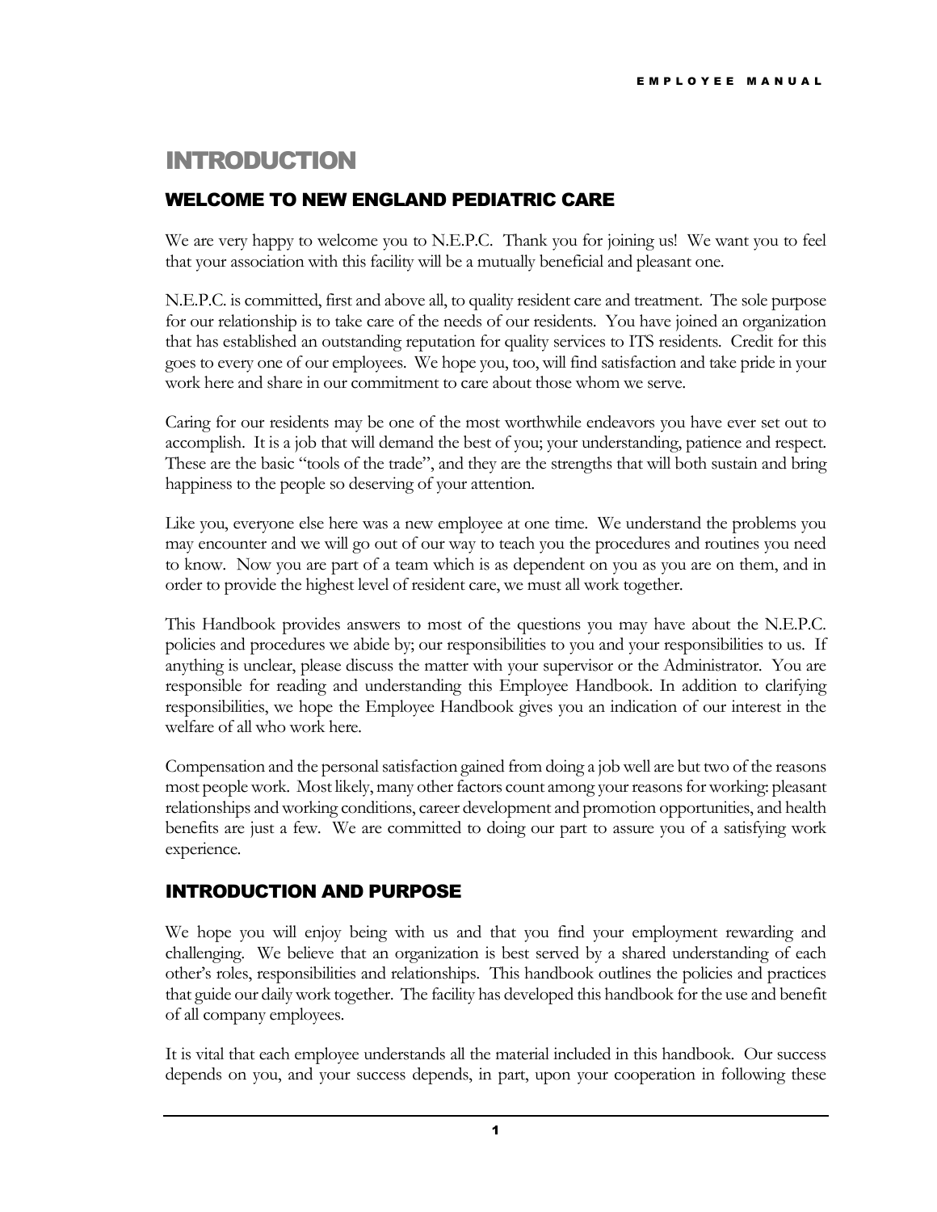# INTRODUCTION

## WELCOME TO NEW ENGLAND PEDIATRIC CARE

We are very happy to welcome you to N.E.P.C. Thank you for joining us! We want you to feel that your association with this facility will be a mutually beneficial and pleasant one.

N.E.P.C. is committed, first and above all, to quality resident care and treatment. The sole purpose for our relationship is to take care of the needs of our residents. You have joined an organization that has established an outstanding reputation for quality services to ITS residents. Credit for this goes to every one of our employees. We hope you, too, will find satisfaction and take pride in your work here and share in our commitment to care about those whom we serve.

Caring for our residents may be one of the most worthwhile endeavors you have ever set out to accomplish. It is a job that will demand the best of you; your understanding, patience and respect. These are the basic "tools of the trade", and they are the strengths that will both sustain and bring happiness to the people so deserving of your attention.

Like you, everyone else here was a new employee at one time. We understand the problems you may encounter and we will go out of our way to teach you the procedures and routines you need to know. Now you are part of a team which is as dependent on you as you are on them, and in order to provide the highest level of resident care, we must all work together.

This Handbook provides answers to most of the questions you may have about the N.E.P.C. policies and procedures we abide by; our responsibilities to you and your responsibilities to us. If anything is unclear, please discuss the matter with your supervisor or the Administrator. You are responsible for reading and understanding this Employee Handbook. In addition to clarifying responsibilities, we hope the Employee Handbook gives you an indication of our interest in the welfare of all who work here.

Compensation and the personal satisfaction gained from doing a job well are but two of the reasons most people work. Most likely, many other factors count among your reasons for working: pleasant relationships and working conditions, career development and promotion opportunities, and health benefits are just a few. We are committed to doing our part to assure you of a satisfying work experience.

## INTRODUCTION AND PURPOSE

We hope you will enjoy being with us and that you find your employment rewarding and challenging. We believe that an organization is best served by a shared understanding of each other's roles, responsibilities and relationships. This handbook outlines the policies and practices that guide our daily work together. The facility has developed this handbook for the use and benefit of all company employees.

It is vital that each employee understands all the material included in this handbook. Our success depends on you, and your success depends, in part, upon your cooperation in following these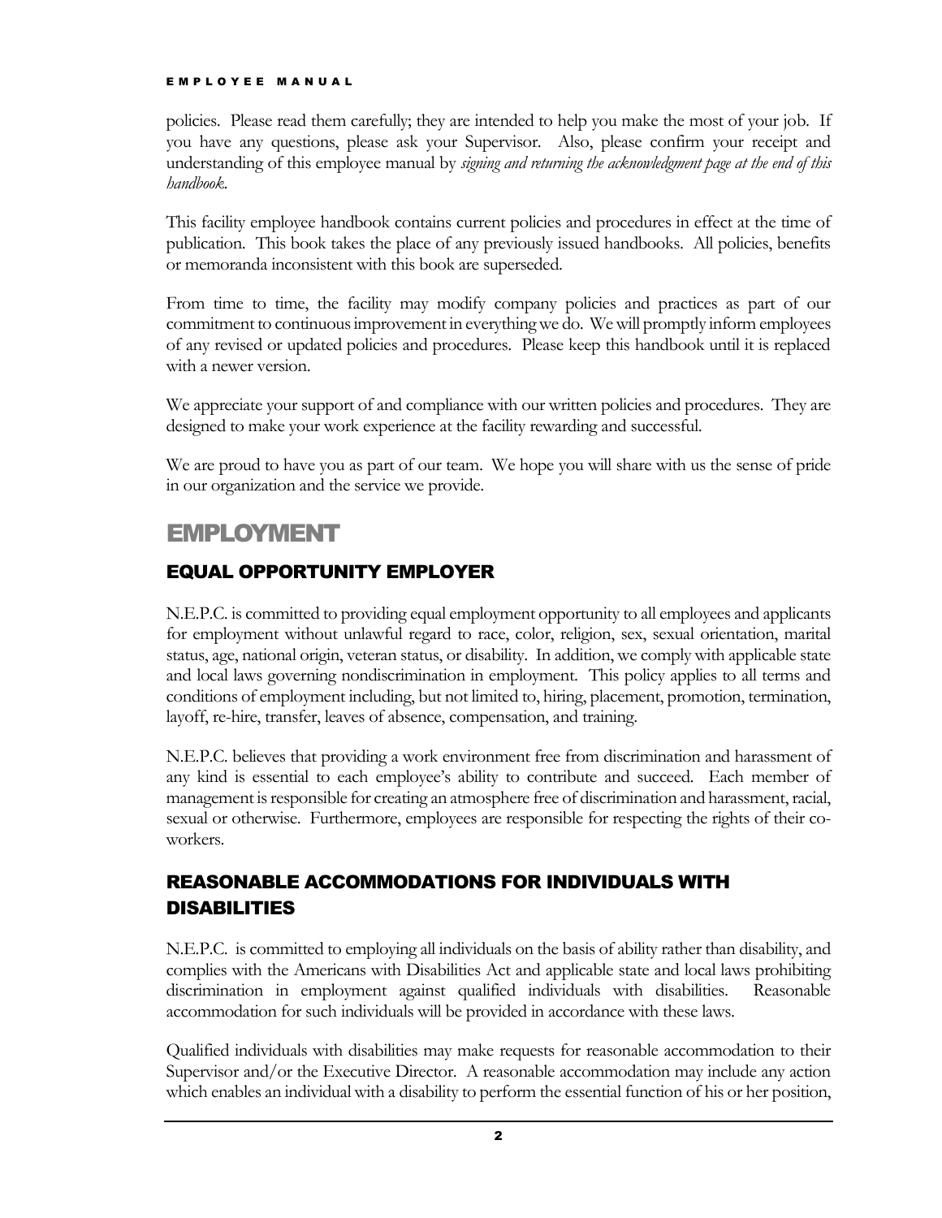policies. Please read them carefully; they are intended to help you make the most of your job. If you have any questions, please ask your Supervisor. Also, please confirm your receipt and understanding of this employee manual by *signing and returning the acknowledgment page at the end of this handbook*.

This facility employee handbook contains current policies and procedures in effect at the time of publication. This book takes the place of any previously issued handbooks. All policies, benefits or memoranda inconsistent with this book are superseded.

From time to time, the facility may modify company policies and practices as part of our commitment to continuous improvement in everything we do. We will promptly inform employees of any revised or updated policies and procedures. Please keep this handbook until it is replaced with a newer version.

We appreciate your support of and compliance with our written policies and procedures. They are designed to make your work experience at the facility rewarding and successful.

We are proud to have you as part of our team. We hope you will share with us the sense of pride in our organization and the service we provide.

# EMPLOYMENT

## EQUAL OPPORTUNITY EMPLOYER

N.E.P.C. is committed to providing equal employment opportunity to all employees and applicants for employment without unlawful regard to race, color, religion, sex, sexual orientation, marital status, age, national origin, veteran status, or disability. In addition, we comply with applicable state and local laws governing nondiscrimination in employment. This policy applies to all terms and conditions of employment including, but not limited to, hiring, placement, promotion, termination, layoff, re-hire, transfer, leaves of absence, compensation, and training.

N.E.P.C. believes that providing a work environment free from discrimination and harassment of any kind is essential to each employee's ability to contribute and succeed. Each member of management is responsible for creating an atmosphere free of discrimination and harassment, racial, sexual or otherwise. Furthermore, employees are responsible for respecting the rights of their co-workers.

## REASONABLE ACCOMMODATIONS FOR INDIVIDUALS WITH DISABILITIES

N.E.P.C. is committed to employing all individuals on the basis of ability rather than disability, and complies with the Americans with Disabilities Act and applicable state and local laws prohibiting discrimination in employment against qualified individuals with disabilities. Reasonable accommodation for such individuals will be provided in accordance with these laws.

Qualified individuals with disabilities may make requests for reasonable accommodation to their Supervisor and/or the Executive Director. A reasonable accommodation may include any action which enables an individual with a disability to perform the essential function of his or her position,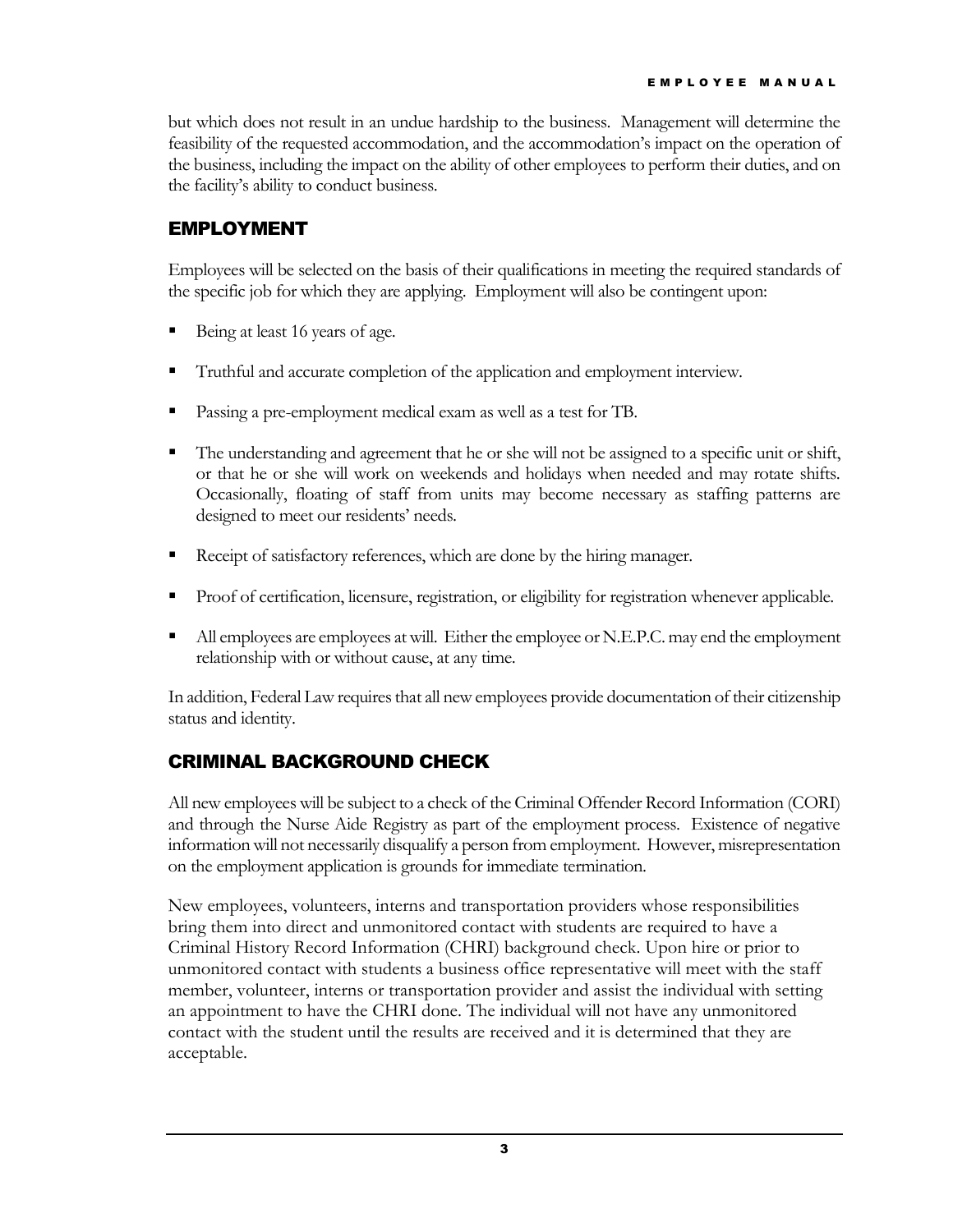but which does not result in an undue hardship to the business. Management will determine the feasibility of the requested accommodation, and the accommodation's impact on the operation of the business, including the impact on the ability of other employees to perform their duties, and on the facility's ability to conduct business.

## EMPLOYMENT

Employees will be selected on the basis of their qualifications in meeting the required standards of the specific job for which they are applying. Employment will also be contingent upon:

- Being at least 16 years of age.
- Truthful and accurate completion of the application and employment interview.
- Passing a pre-employment medical exam as well as a test for TB.
- The understanding and agreement that he or she will not be assigned to a specific unit or shift, or that he or she will work on weekends and holidays when needed and may rotate shifts. Occasionally, floating of staff from units may become necessary as staffing patterns are designed to meet our residents' needs.
- Receipt of satisfactory references, which are done by the hiring manager.
- Proof of certification, licensure, registration, or eligibility for registration whenever applicable.
- All employees are employees at will. Either the employee or N.E.P.C. may end the employment relationship with or without cause, at any time.

In addition, Federal Law requires that all new employees provide documentation of their citizenship status and identity.

## CRIMINAL BACKGROUND CHECK

All new employees will be subject to a check of the Criminal Offender Record Information (CORI) and through the Nurse Aide Registry as part of the employment process. Existence of negative information will not necessarily disqualify a person from employment. However, misrepresentation on the employment application is grounds for immediate termination.

New employees, volunteers, interns and transportation providers whose responsibilities bring them into direct and unmonitored contact with students are required to have a Criminal History Record Information (CHRI) background check. Upon hire or prior to unmonitored contact with students a business office representative will meet with the staff member, volunteer, interns or transportation provider and assist the individual with setting an appointment to have the CHRI done. The individual will not have any unmonitored contact with the student until the results are received and it is determined that they are acceptable.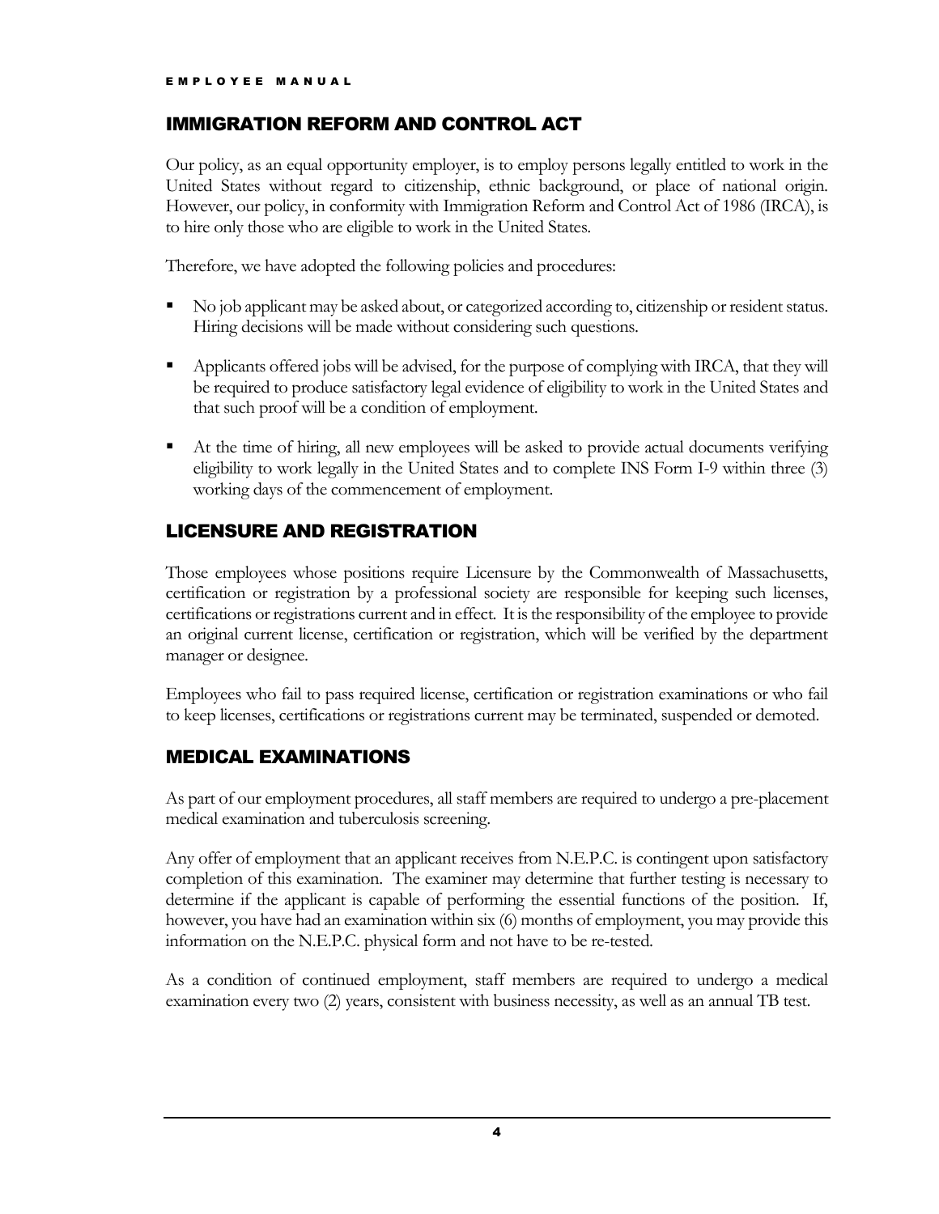## IMMIGRATION REFORM AND CONTROL ACT

Our policy, as an equal opportunity employer, is to employ persons legally entitled to work in the United States without regard to citizenship, ethnic background, or place of national origin. However, our policy, in conformity with Immigration Reform and Control Act of 1986 (IRCA), is to hire only those who are eligible to work in the United States.

Therefore, we have adopted the following policies and procedures:

- No job applicant may be asked about, or categorized according to, citizenship or resident status. Hiring decisions will be made without considering such questions.
- Applicants offered jobs will be advised, for the purpose of complying with IRCA, that they will be required to produce satisfactory legal evidence of eligibility to work in the United States and that such proof will be a condition of employment.
- At the time of hiring, all new employees will be asked to provide actual documents verifying eligibility to work legally in the United States and to complete INS Form I-9 within three (3) working days of the commencement of employment.

## LICENSURE AND REGISTRATION

Those employees whose positions require Licensure by the Commonwealth of Massachusetts, certification or registration by a professional society are responsible for keeping such licenses, certifications or registrations current and in effect. It is the responsibility of the employee to provide an original current license, certification or registration, which will be verified by the department manager or designee.

Employees who fail to pass required license, certification or registration examinations or who fail to keep licenses, certifications or registrations current may be terminated, suspended or demoted.

## MEDICAL EXAMINATIONS

As part of our employment procedures, all staff members are required to undergo a pre-placement medical examination and tuberculosis screening.

Any offer of employment that an applicant receives from N.E.P.C. is contingent upon satisfactory completion of this examination. The examiner may determine that further testing is necessary to determine if the applicant is capable of performing the essential functions of the position. If, however, you have had an examination within six (6) months of employment, you may provide this information on the N.E.P.C. physical form and not have to be re-tested.

As a condition of continued employment, staff members are required to undergo a medical examination every two (2) years, consistent with business necessity, as well as an annual TB test.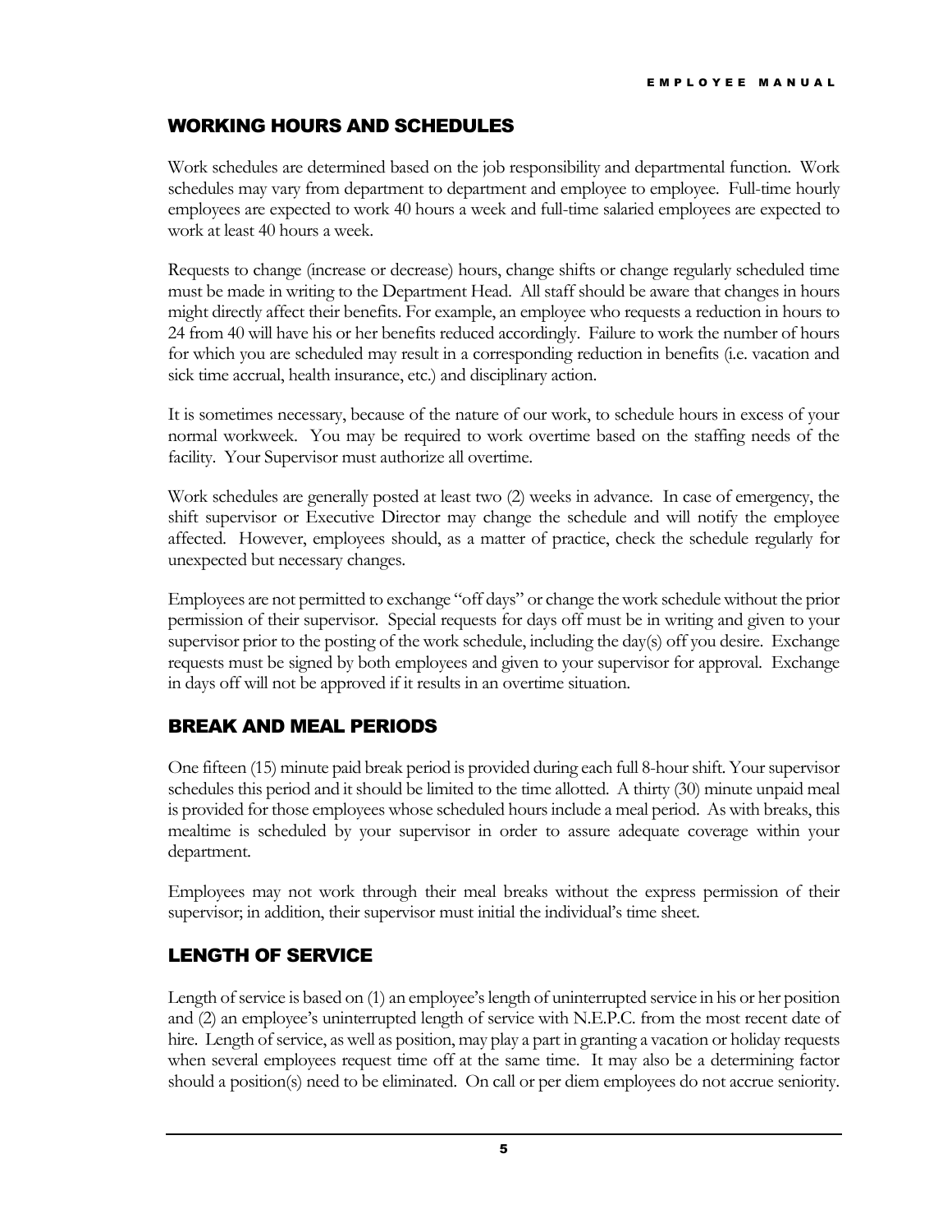## WORKING HOURS AND SCHEDULES

Work schedules are determined based on the job responsibility and departmental function. Work schedules may vary from department to department and employee to employee. Full-time hourly employees are expected to work 40 hours a week and full-time salaried employees are expected to work at least 40 hours a week.

Requests to change (increase or decrease) hours, change shifts or change regularly scheduled time must be made in writing to the Department Head. All staff should be aware that changes in hours might directly affect their benefits. For example, an employee who requests a reduction in hours to 24 from 40 will have his or her benefits reduced accordingly. Failure to work the number of hours for which you are scheduled may result in a corresponding reduction in benefits (i.e. vacation and sick time accrual, health insurance, etc.) and disciplinary action.

It is sometimes necessary, because of the nature of our work, to schedule hours in excess of your normal workweek. You may be required to work overtime based on the staffing needs of the facility. Your Supervisor must authorize all overtime.

Work schedules are generally posted at least two (2) weeks in advance. In case of emergency, the shift supervisor or Executive Director may change the schedule and will notify the employee affected. However, employees should, as a matter of practice, check the schedule regularly for unexpected but necessary changes.

Employees are not permitted to exchange "off days" or change the work schedule without the prior permission of their supervisor. Special requests for days off must be in writing and given to your supervisor prior to the posting of the work schedule, including the day(s) off you desire. Exchange requests must be signed by both employees and given to your supervisor for approval. Exchange in days off will not be approved if it results in an overtime situation.

## BREAK AND MEAL PERIODS

One fifteen (15) minute paid break period is provided during each full 8-hour shift. Your supervisor schedules this period and it should be limited to the time allotted. A thirty (30) minute unpaid meal is provided for those employees whose scheduled hours include a meal period. As with breaks, this mealtime is scheduled by your supervisor in order to assure adequate coverage within your department.

Employees may not work through their meal breaks without the express permission of their supervisor; in addition, their supervisor must initial the individual's time sheet.

## LENGTH OF SERVICE

Length of service is based on (1) an employee's length of uninterrupted service in his or her position and (2) an employee's uninterrupted length of service with N.E.P.C. from the most recent date of hire. Length of service, as well as position, may play a part in granting a vacation or holiday requests when several employees request time off at the same time. It may also be a determining factor should a position(s) need to be eliminated. On call or per diem employees do not accrue seniority.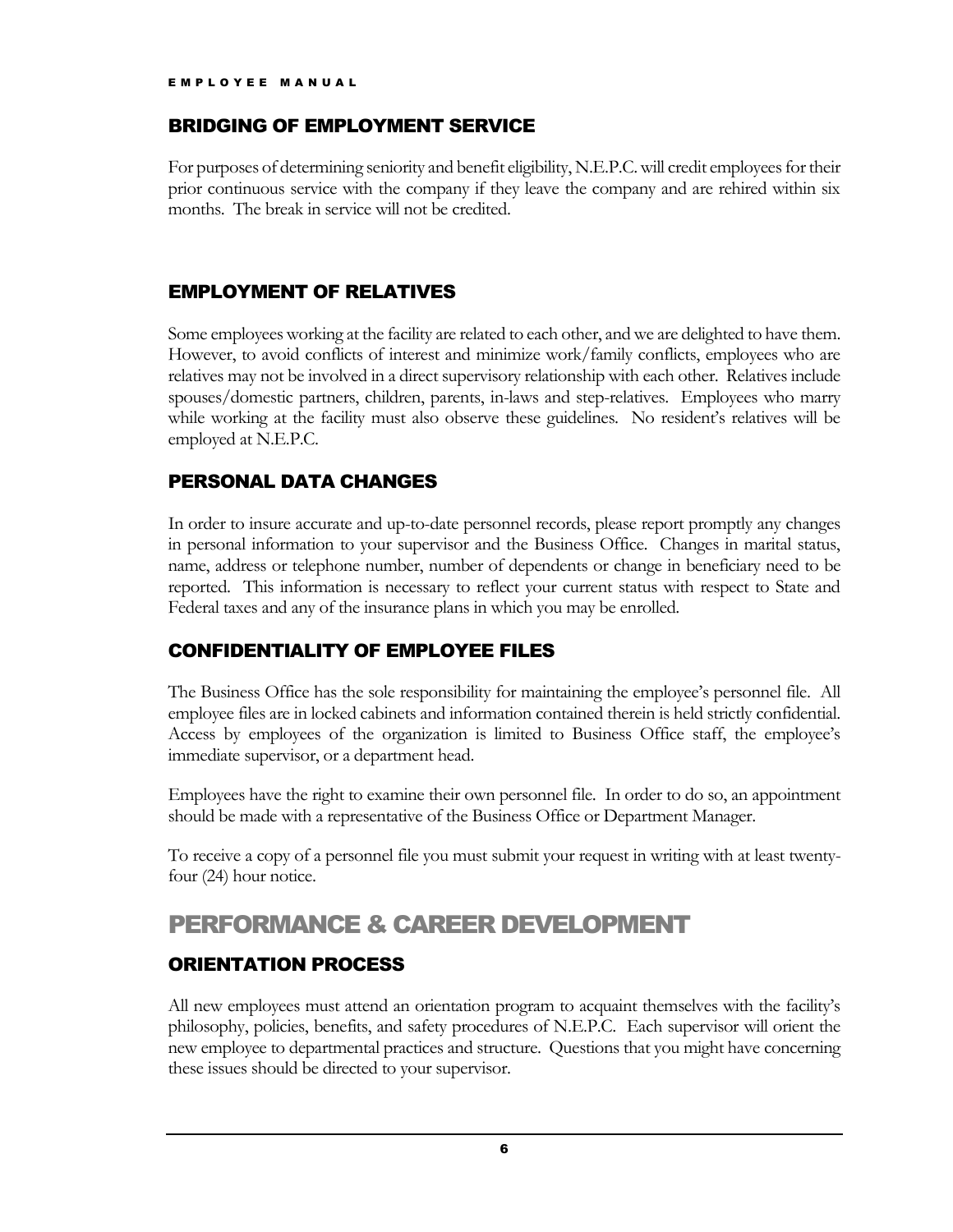## BRIDGING OF EMPLOYMENT SERVICE

For purposes of determining seniority and benefit eligibility, N.E.P.C. will credit employees for their prior continuous service with the company if they leave the company and are rehired within six months. The break in service will not be credited.

## EMPLOYMENT OF RELATIVES

Some employees working at the facility are related to each other, and we are delighted to have them. However, to avoid conflicts of interest and minimize work/family conflicts, employees who are relatives may not be involved in a direct supervisory relationship with each other. Relatives include spouses/domestic partners, children, parents, in-laws and step-relatives. Employees who marry while working at the facility must also observe these guidelines. No resident's relatives will be employed at N.E.P.C.

## PERSONAL DATA CHANGES

In order to insure accurate and up-to-date personnel records, please report promptly any changes in personal information to your supervisor and the Business Office. Changes in marital status, name, address or telephone number, number of dependents or change in beneficiary need to be reported. This information is necessary to reflect your current status with respect to State and Federal taxes and any of the insurance plans in which you may be enrolled.

## CONFIDENTIALITY OF EMPLOYEE FILES

The Business Office has the sole responsibility for maintaining the employee's personnel file. All employee files are in locked cabinets and information contained therein is held strictly confidential. Access by employees of the organization is limited to Business Office staff, the employee's immediate supervisor, or a department head.

Employees have the right to examine their own personnel file. In order to do so, an appointment should be made with a representative of the Business Office or Department Manager.

To receive a copy of a personnel file you must submit your request in writing with at least twenty-four (24) hour notice.

# PERFORMANCE & CAREER DEVELOPMENT

## ORIENTATION PROCESS

All new employees must attend an orientation program to acquaint themselves with the facility's philosophy, policies, benefits, and safety procedures of N.E.P.C. Each supervisor will orient the new employee to departmental practices and structure. Questions that you might have concerning these issues should be directed to your supervisor.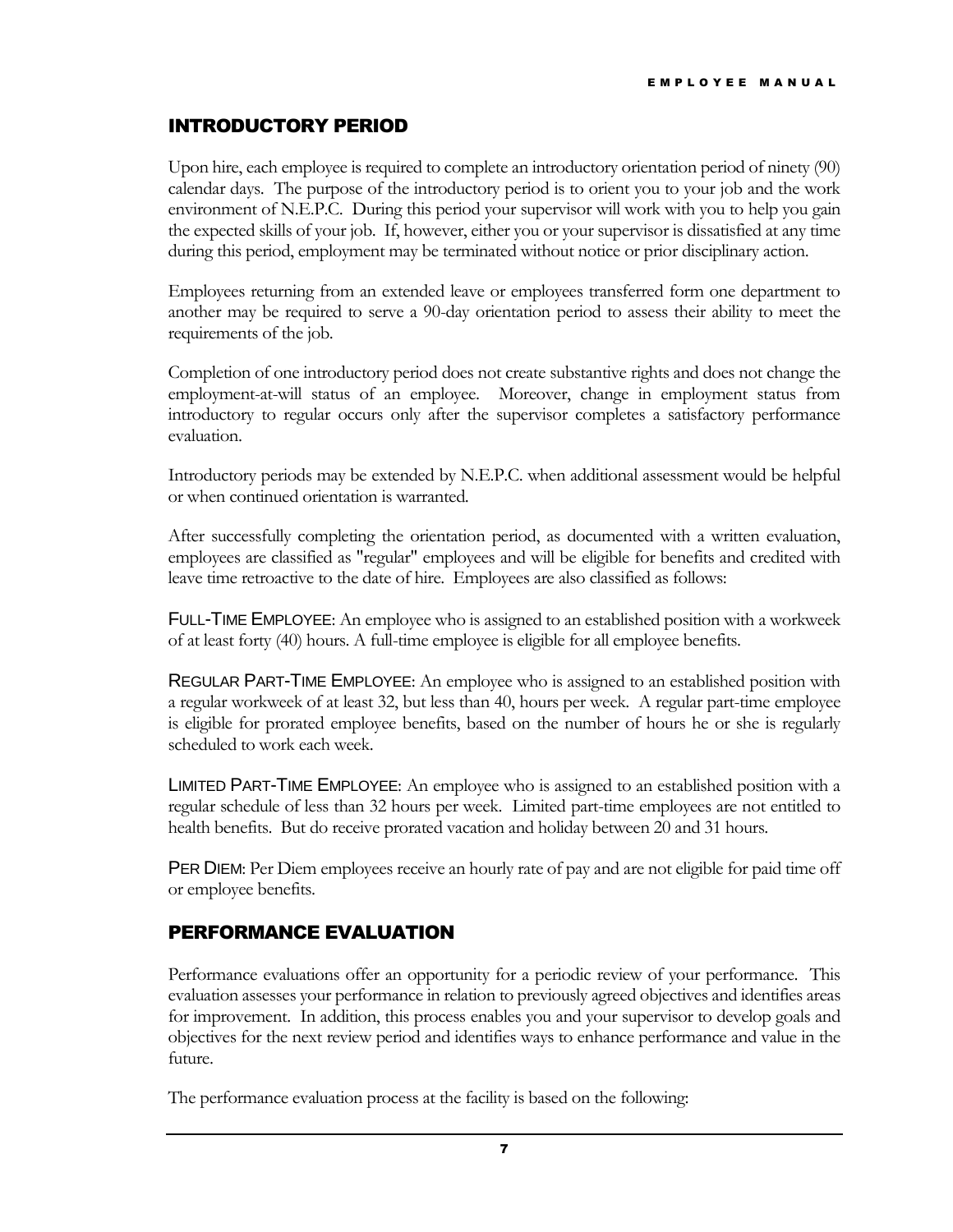## INTRODUCTORY PERIOD

Upon hire, each employee is required to complete an introductory orientation period of ninety (90) calendar days. The purpose of the introductory period is to orient you to your job and the work environment of N.E.P.C. During this period your supervisor will work with you to help you gain the expected skills of your job. If, however, either you or your supervisor is dissatisfied at any time during this period, employment may be terminated without notice or prior disciplinary action.

Employees returning from an extended leave or employees transferred form one department to another may be required to serve a 90-day orientation period to assess their ability to meet the requirements of the job.

Completion of one introductory period does not create substantive rights and does not change the employment-at-will status of an employee. Moreover, change in employment status from introductory to regular occurs only after the supervisor completes a satisfactory performance evaluation.

Introductory periods may be extended by N.E.P.C. when additional assessment would be helpful or when continued orientation is warranted.

After successfully completing the orientation period, as documented with a written evaluation, employees are classified as "regular" employees and will be eligible for benefits and credited with leave time retroactive to the date of hire. Employees are also classified as follows:

FULL-TIME EMPLOYEE: An employee who is assigned to an established position with a workweek of at least forty (40) hours. A full-time employee is eligible for all employee benefits.

REGULAR PART-TIME EMPLOYEE: An employee who is assigned to an established position with a regular workweek of at least 32, but less than 40, hours per week. A regular part-time employee is eligible for prorated employee benefits, based on the number of hours he or she is regularly scheduled to work each week.

LIMITED PART-TIME EMPLOYEE: An employee who is assigned to an established position with a regular schedule of less than 32 hours per week. Limited part-time employees are not entitled to health benefits. But do receive prorated vacation and holiday between 20 and 31 hours.

PER DIEM: Per Diem employees receive an hourly rate of pay and are not eligible for paid time off or employee benefits.

## PERFORMANCE EVALUATION

Performance evaluations offer an opportunity for a periodic review of your performance. This evaluation assesses your performance in relation to previously agreed objectives and identifies areas for improvement. In addition, this process enables you and your supervisor to develop goals and objectives for the next review period and identifies ways to enhance performance and value in the future.

The performance evaluation process at the facility is based on the following: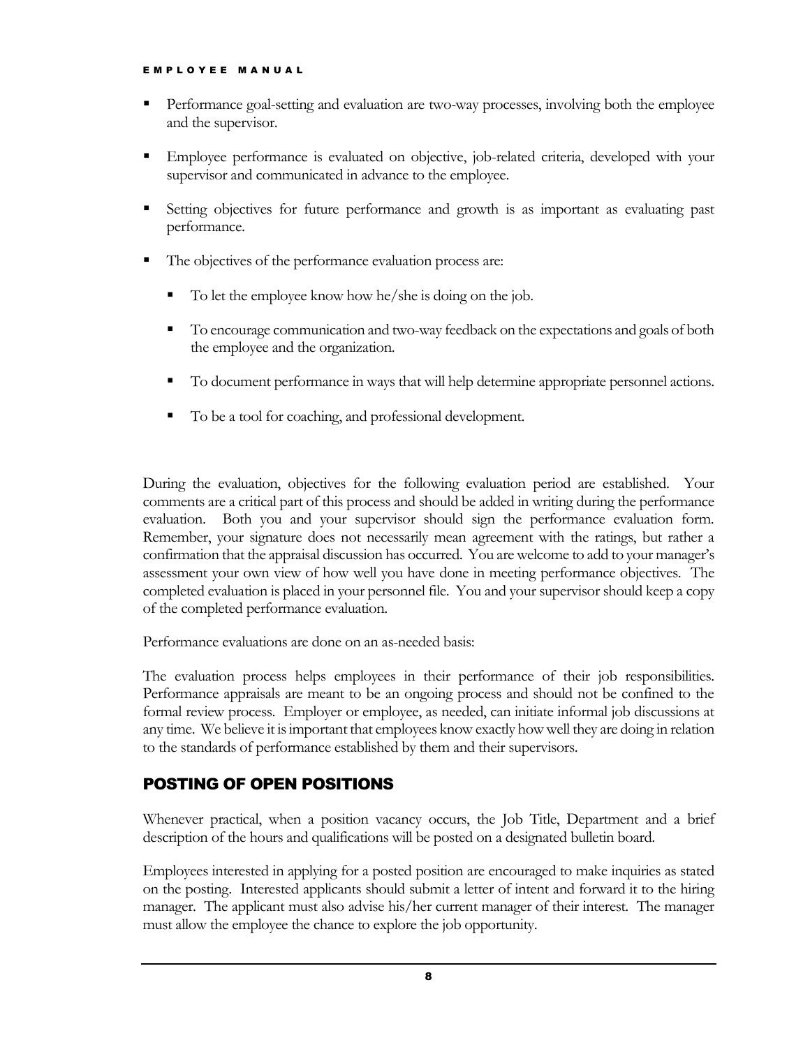- Performance goal-setting and evaluation are two-way processes, involving both the employee and the supervisor.
- Employee performance is evaluated on objective, job-related criteria, developed with your supervisor and communicated in advance to the employee.
- Setting objectives for future performance and growth is as important as evaluating past performance.
- The objectives of the performance evaluation process are:
  - To let the employee know how he/she is doing on the job.
  - To encourage communication and two-way feedback on the expectations and goals of both the employee and the organization.
  - To document performance in ways that will help determine appropriate personnel actions.
  - To be a tool for coaching, and professional development.

During the evaluation, objectives for the following evaluation period are established. Your comments are a critical part of this process and should be added in writing during the performance evaluation. Both you and your supervisor should sign the performance evaluation form. Remember, your signature does not necessarily mean agreement with the ratings, but rather a confirmation that the appraisal discussion has occurred. You are welcome to add to your manager's assessment your own view of how well you have done in meeting performance objectives. The completed evaluation is placed in your personnel file. You and your supervisor should keep a copy of the completed performance evaluation.

Performance evaluations are done on an as-needed basis:

The evaluation process helps employees in their performance of their job responsibilities. Performance appraisals are meant to be an ongoing process and should not be confined to the formal review process. Employer or employee, as needed, can initiate informal job discussions at any time. We believe it is important that employees know exactly how well they are doing in relation to the standards of performance established by them and their supervisors.

## POSTING OF OPEN POSITIONS

Whenever practical, when a position vacancy occurs, the Job Title, Department and a brief description of the hours and qualifications will be posted on a designated bulletin board.

Employees interested in applying for a posted position are encouraged to make inquiries as stated on the posting. Interested applicants should submit a letter of intent and forward it to the hiring manager. The applicant must also advise his/her current manager of their interest. The manager must allow the employee the chance to explore the job opportunity.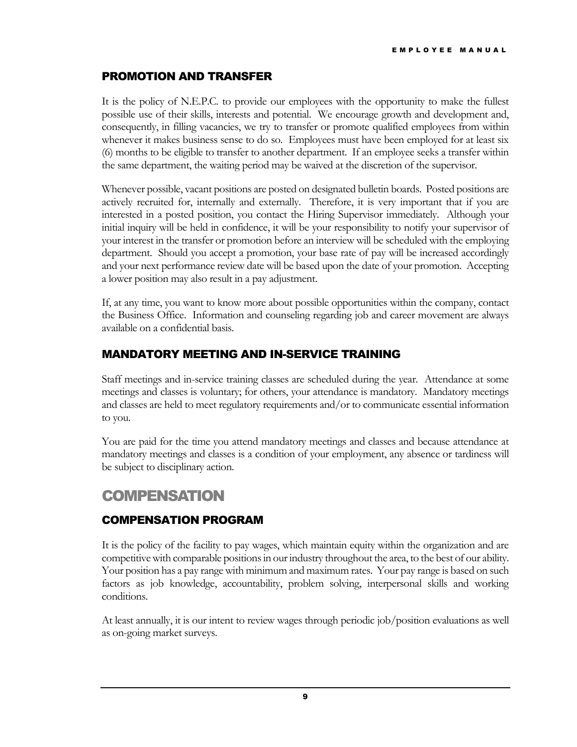## PROMOTION AND TRANSFER

It is the policy of N.E.P.C. to provide our employees with the opportunity to make the fullest possible use of their skills, interests and potential. We encourage growth and development and, consequently, in filling vacancies, we try to transfer or promote qualified employees from within whenever it makes business sense to do so. Employees must have been employed for at least six (6) months to be eligible to transfer to another department. If an employee seeks a transfer within the same department, the waiting period may be waived at the discretion of the supervisor.

Whenever possible, vacant positions are posted on designated bulletin boards. Posted positions are actively recruited for, internally and externally. Therefore, it is very important that if you are interested in a posted position, you contact the Hiring Supervisor immediately. Although your initial inquiry will be held in confidence, it will be your responsibility to notify your supervisor of your interest in the transfer or promotion before an interview will be scheduled with the employing department. Should you accept a promotion, your base rate of pay will be increased accordingly and your next performance review date will be based upon the date of your promotion. Accepting a lower position may also result in a pay adjustment.

If, at any time, you want to know more about possible opportunities within the company, contact the Business Office. Information and counseling regarding job and career movement are always available on a confidential basis.

## MANDATORY MEETING AND IN-SERVICE TRAINING

Staff meetings and in-service training classes are scheduled during the year. Attendance at some meetings and classes is voluntary; for others, your attendance is mandatory. Mandatory meetings and classes are held to meet regulatory requirements and/or to communicate essential information to you.

You are paid for the time you attend mandatory meetings and classes and because attendance at mandatory meetings and classes is a condition of your employment, any absence or tardiness will be subject to disciplinary action.

# COMPENSATION

## COMPENSATION PROGRAM

It is the policy of the facility to pay wages, which maintain equity within the organization and are competitive with comparable positions in our industry throughout the area, to the best of our ability. Your position has a pay range with minimum and maximum rates. Your pay range is based on such factors as job knowledge, accountability, problem solving, interpersonal skills and working conditions.

At least annually, it is our intent to review wages through periodic job/position evaluations as well as on-going market surveys.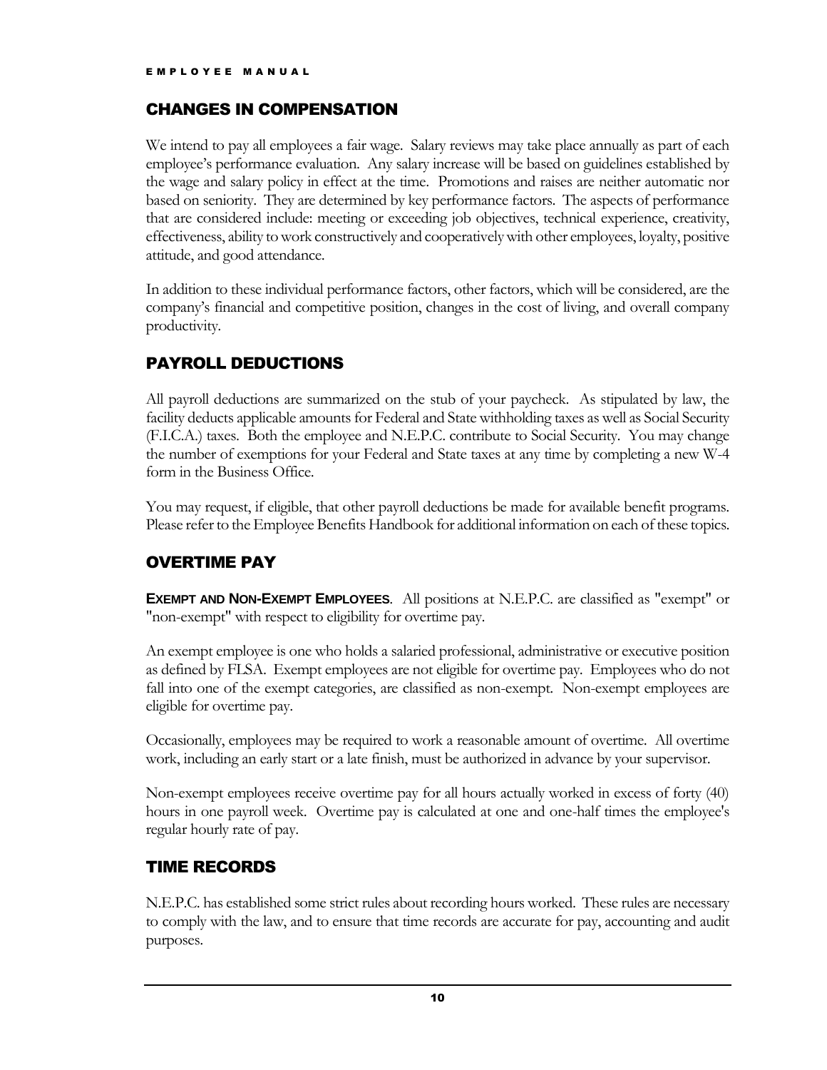## CHANGES IN COMPENSATION

We intend to pay all employees a fair wage. Salary reviews may take place annually as part of each employee's performance evaluation. Any salary increase will be based on guidelines established by the wage and salary policy in effect at the time. Promotions and raises are neither automatic nor based on seniority. They are determined by key performance factors. The aspects of performance that are considered include: meeting or exceeding job objectives, technical experience, creativity, effectiveness, ability to work constructively and cooperatively with other employees, loyalty, positive attitude, and good attendance.

In addition to these individual performance factors, other factors, which will be considered, are the company's financial and competitive position, changes in the cost of living, and overall company productivity.

## PAYROLL DEDUCTIONS

All payroll deductions are summarized on the stub of your paycheck. As stipulated by law, the facility deducts applicable amounts for Federal and State withholding taxes as well as Social Security (F.I.C.A.) taxes. Both the employee and N.E.P.C. contribute to Social Security. You may change the number of exemptions for your Federal and State taxes at any time by completing a new W-4 form in the Business Office.

You may request, if eligible, that other payroll deductions be made for available benefit programs. Please refer to the Employee Benefits Handbook for additional information on each of these topics.

## OVERTIME PAY

**EXEMPT AND NON-EXEMPT EMPLOYEES**. All positions at N.E.P.C. are classified as "exempt" or "non-exempt" with respect to eligibility for overtime pay.

An exempt employee is one who holds a salaried professional, administrative or executive position as defined by FLSA. Exempt employees are not eligible for overtime pay. Employees who do not fall into one of the exempt categories, are classified as non-exempt. Non-exempt employees are eligible for overtime pay.

Occasionally, employees may be required to work a reasonable amount of overtime. All overtime work, including an early start or a late finish, must be authorized in advance by your supervisor.

Non-exempt employees receive overtime pay for all hours actually worked in excess of forty (40) hours in one payroll week. Overtime pay is calculated at one and one-half times the employee's regular hourly rate of pay.

## TIME RECORDS

N.E.P.C. has established some strict rules about recording hours worked. These rules are necessary to comply with the law, and to ensure that time records are accurate for pay, accounting and audit purposes.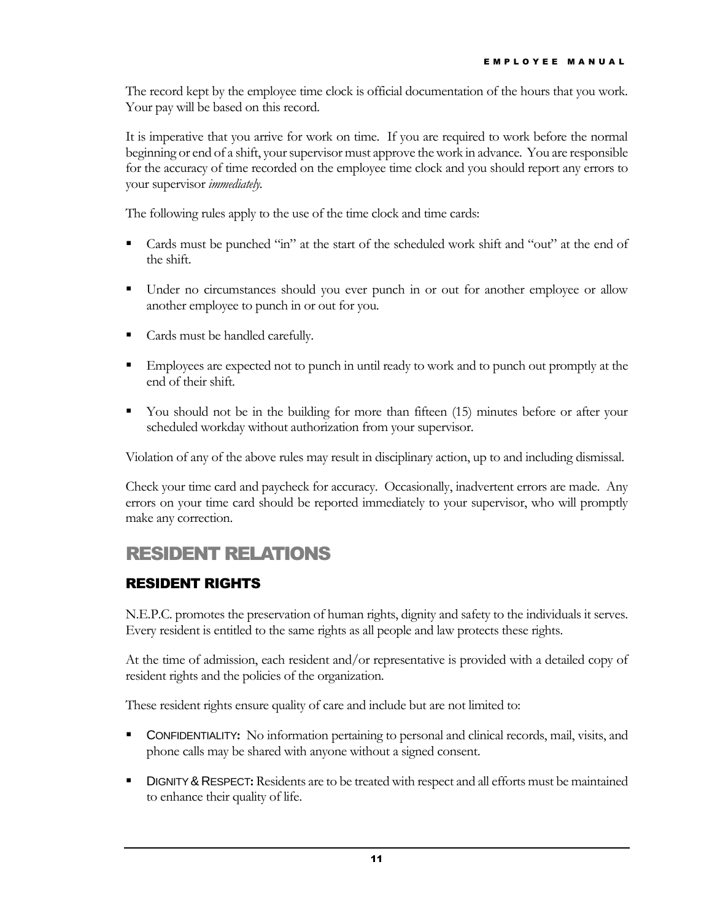The record kept by the employee time clock is official documentation of the hours that you work. Your pay will be based on this record.

It is imperative that you arrive for work on time. If you are required to work before the normal beginning or end of a shift, your supervisor must approve the work in advance. You are responsible for the accuracy of time recorded on the employee time clock and you should report any errors to your supervisor *immediately*.

The following rules apply to the use of the time clock and time cards:

- Cards must be punched "in" at the start of the scheduled work shift and "out" at the end of the shift.
- Under no circumstances should you ever punch in or out for another employee or allow another employee to punch in or out for you.
- Cards must be handled carefully.
- Employees are expected not to punch in until ready to work and to punch out promptly at the end of their shift.
- You should not be in the building for more than fifteen (15) minutes before or after your scheduled workday without authorization from your supervisor.

Violation of any of the above rules may result in disciplinary action, up to and including dismissal.

Check your time card and paycheck for accuracy. Occasionally, inadvertent errors are made. Any errors on your time card should be reported immediately to your supervisor, who will promptly make any correction.

# RESIDENT RELATIONS

## RESIDENT RIGHTS

N.E.P.C. promotes the preservation of human rights, dignity and safety to the individuals it serves. Every resident is entitled to the same rights as all people and law protects these rights.

At the time of admission, each resident and/or representative is provided with a detailed copy of resident rights and the policies of the organization.

These resident rights ensure quality of care and include but are not limited to:

- CONFIDENTIALITY**:** No information pertaining to personal and clinical records, mail, visits, and phone calls may be shared with anyone without a signed consent.
- DIGNITY & RESPECT**:** Residents are to be treated with respect and all efforts must be maintained to enhance their quality of life.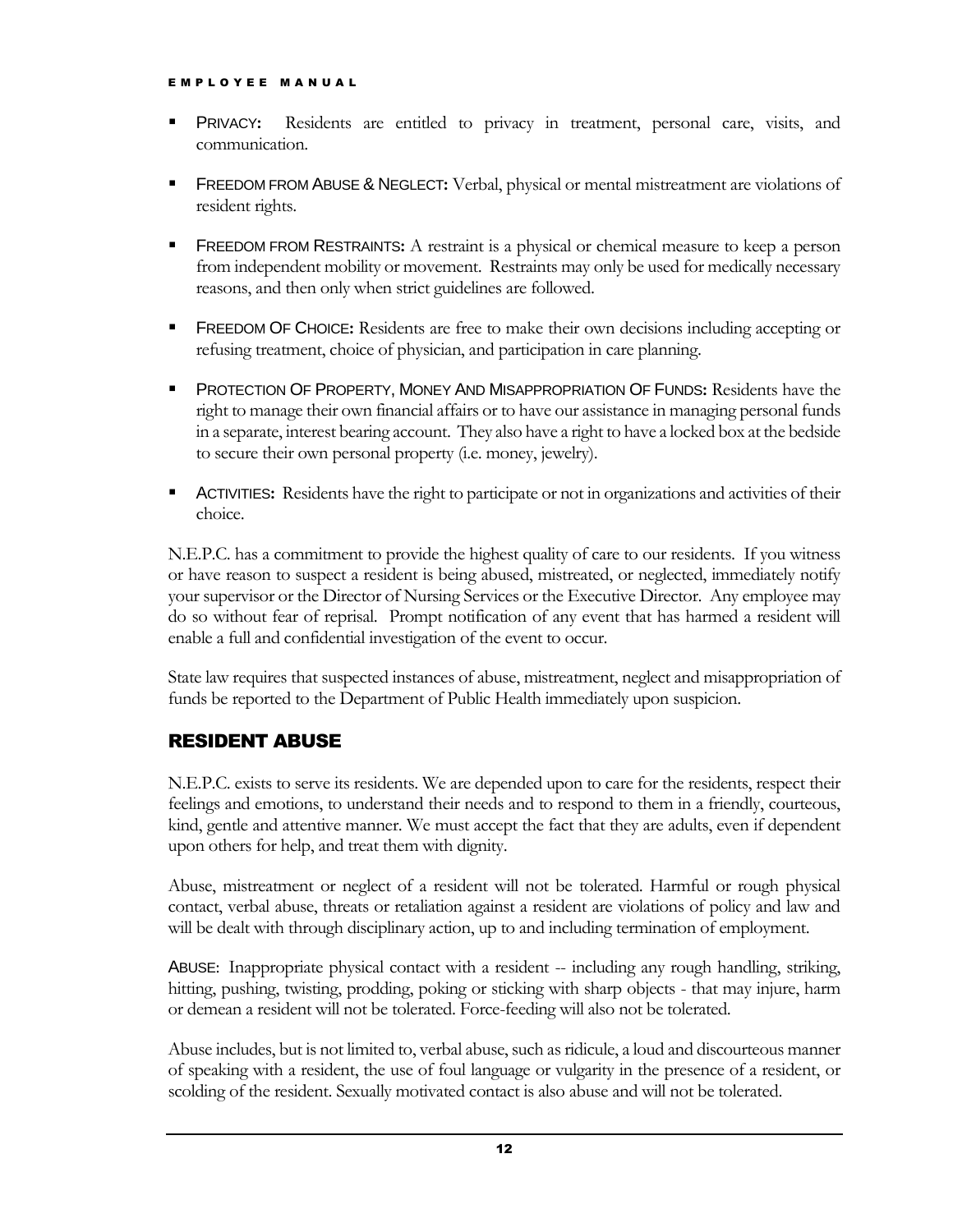- **PRIVACY:** Residents are entitled to privacy in treatment, personal care, visits, and communication.
- **FREEDOM FROM ABUSE & NEGLECT:** Verbal, physical or mental mistreatment are violations of resident rights.
- **FREEDOM FROM RESTRAINTS:** A restraint is a physical or chemical measure to keep a person from independent mobility or movement. Restraints may only be used for medically necessary reasons, and then only when strict guidelines are followed.
- **FREEDOM OF CHOICE:** Residents are free to make their own decisions including accepting or refusing treatment, choice of physician, and participation in care planning.
- **PROTECTION OF PROPERTY, MONEY AND MISAPPROPRIATION OF FUNDS:** Residents have the right to manage their own financial affairs or to have our assistance in managing personal funds in a separate, interest bearing account. They also have a right to have a locked box at the bedside to secure their own personal property (i.e. money, jewelry).
- **ACTIVITIES:** Residents have the right to participate or not in organizations and activities of their choice.

N.E.P.C. has a commitment to provide the highest quality of care to our residents. If you witness or have reason to suspect a resident is being abused, mistreated, or neglected, immediately notify your supervisor or the Director of Nursing Services or the Executive Director. Any employee may do so without fear of reprisal. Prompt notification of any event that has harmed a resident will enable a full and confidential investigation of the event to occur.

State law requires that suspected instances of abuse, mistreatment, neglect and misappropriation of funds be reported to the Department of Public Health immediately upon suspicion.

## RESIDENT ABUSE

N.E.P.C. exists to serve its residents. We are depended upon to care for the residents, respect their feelings and emotions, to understand their needs and to respond to them in a friendly, courteous, kind, gentle and attentive manner. We must accept the fact that they are adults, even if dependent upon others for help, and treat them with dignity.

Abuse, mistreatment or neglect of a resident will not be tolerated. Harmful or rough physical contact, verbal abuse, threats or retaliation against a resident are violations of policy and law and will be dealt with through disciplinary action, up to and including termination of employment.

ABUSE: Inappropriate physical contact with a resident -- including any rough handling, striking, hitting, pushing, twisting, prodding, poking or sticking with sharp objects - that may injure, harm or demean a resident will not be tolerated. Force-feeding will also not be tolerated.

Abuse includes, but is not limited to, verbal abuse, such as ridicule, a loud and discourteous manner of speaking with a resident, the use of foul language or vulgarity in the presence of a resident, or scolding of the resident. Sexually motivated contact is also abuse and will not be tolerated.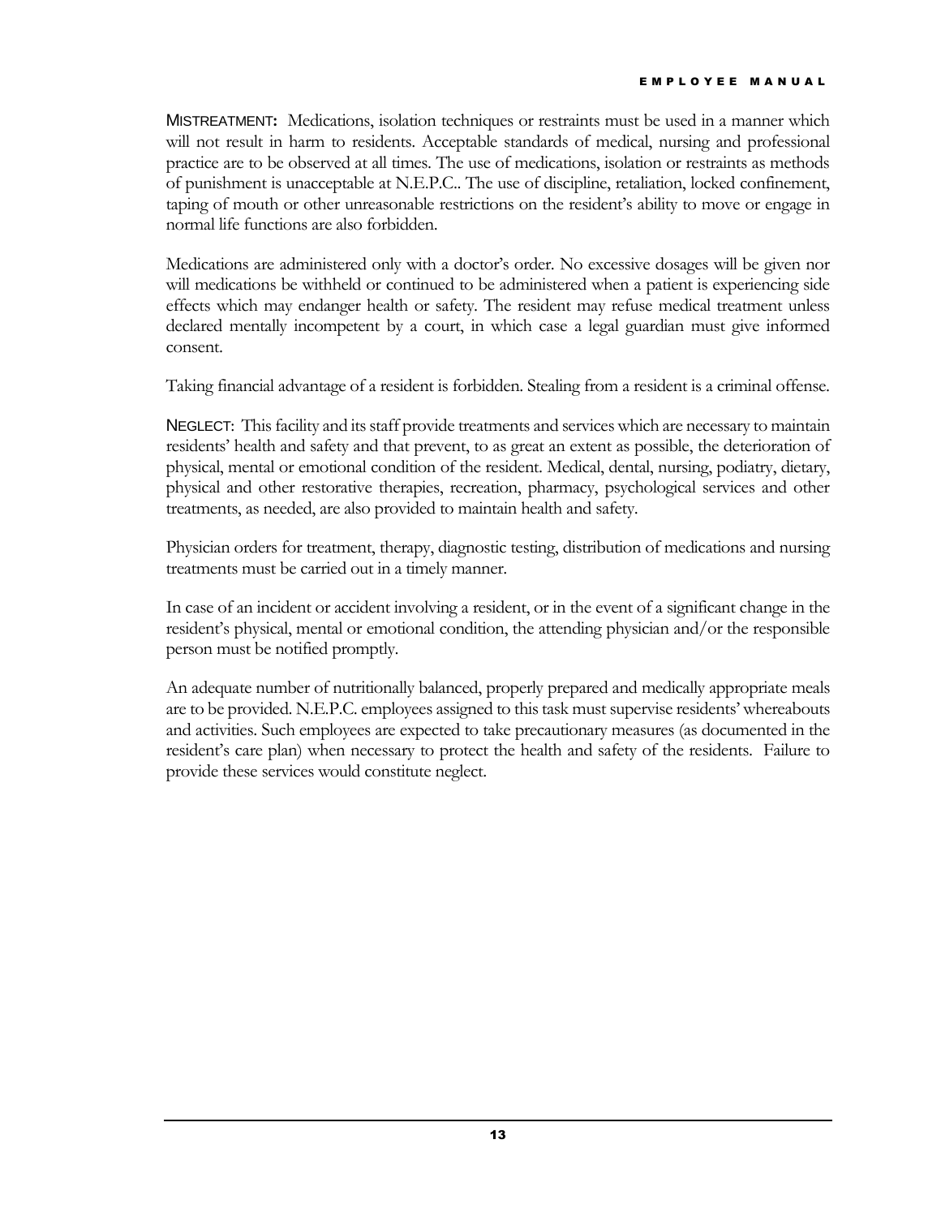MISTREATMENT: Medications, isolation techniques or restraints must be used in a manner which will not result in harm to residents. Acceptable standards of medical, nursing and professional practice are to be observed at all times. The use of medications, isolation or restraints as methods of punishment is unacceptable at N.E.P.C.. The use of discipline, retaliation, locked confinement, taping of mouth or other unreasonable restrictions on the resident's ability to move or engage in normal life functions are also forbidden.

Medications are administered only with a doctor's order. No excessive dosages will be given nor will medications be withheld or continued to be administered when a patient is experiencing side effects which may endanger health or safety. The resident may refuse medical treatment unless declared mentally incompetent by a court, in which case a legal guardian must give informed consent.

Taking financial advantage of a resident is forbidden. Stealing from a resident is a criminal offense.

NEGLECT: This facility and its staff provide treatments and services which are necessary to maintain residents' health and safety and that prevent, to as great an extent as possible, the deterioration of physical, mental or emotional condition of the resident. Medical, dental, nursing, podiatry, dietary, physical and other restorative therapies, recreation, pharmacy, psychological services and other treatments, as needed, are also provided to maintain health and safety.

Physician orders for treatment, therapy, diagnostic testing, distribution of medications and nursing treatments must be carried out in a timely manner.

In case of an incident or accident involving a resident, or in the event of a significant change in the resident's physical, mental or emotional condition, the attending physician and/or the responsible person must be notified promptly.

An adequate number of nutritionally balanced, properly prepared and medically appropriate meals are to be provided. N.E.P.C. employees assigned to this task must supervise residents' whereabouts and activities. Such employees are expected to take precautionary measures (as documented in the resident's care plan) when necessary to protect the health and safety of the residents. Failure to provide these services would constitute neglect.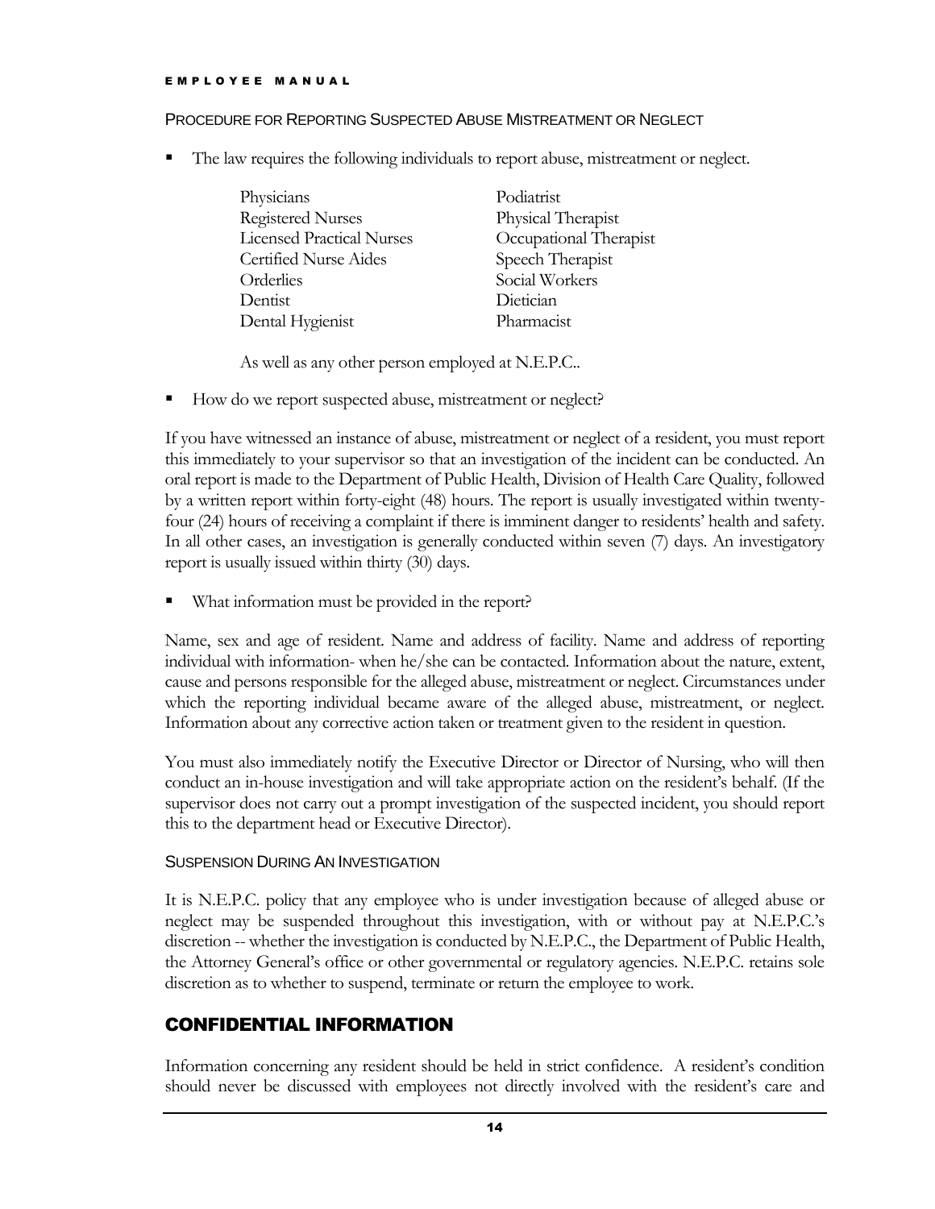### PROCEDURE FOR REPORTING SUSPECTED ABUSE MISTREATMENT OR NEGLECT

- The law requires the following individuals to report abuse, mistreatment or neglect.

| | |
|---|---|
| Physicians | Podiatrist |
| Registered Nurses | Physical Therapist |
| Licensed Practical Nurses | Occupational Therapist |
| Certified Nurse Aides | Speech Therapist |
| Orderlies | Social Workers |
| Dentist | Dietician |
| Dental Hygienist | Pharmacist |

As well as any other person employed at N.E.P.C..

- How do we report suspected abuse, mistreatment or neglect?

If you have witnessed an instance of abuse, mistreatment or neglect of a resident, you must report this immediately to your supervisor so that an investigation of the incident can be conducted. An oral report is made to the Department of Public Health, Division of Health Care Quality, followed by a written report within forty-eight (48) hours. The report is usually investigated within twenty-four (24) hours of receiving a complaint if there is imminent danger to residents' health and safety. In all other cases, an investigation is generally conducted within seven (7) days. An investigatory report is usually issued within thirty (30) days.

- What information must be provided in the report?

Name, sex and age of resident. Name and address of facility. Name and address of reporting individual with information- when he/she can be contacted. Information about the nature, extent, cause and persons responsible for the alleged abuse, mistreatment or neglect. Circumstances under which the reporting individual became aware of the alleged abuse, mistreatment, or neglect. Information about any corrective action taken or treatment given to the resident in question.

You must also immediately notify the Executive Director or Director of Nursing, who will then conduct an in-house investigation and will take appropriate action on the resident's behalf. (If the supervisor does not carry out a prompt investigation of the suspected incident, you should report this to the department head or Executive Director).

### SUSPENSION DURING AN INVESTIGATION

It is N.E.P.C. policy that any employee who is under investigation because of alleged abuse or neglect may be suspended throughout this investigation, with or without pay at N.E.P.C.'s discretion -- whether the investigation is conducted by N.E.P.C., the Department of Public Health, the Attorney General's office or other governmental or regulatory agencies. N.E.P.C. retains sole discretion as to whether to suspend, terminate or return the employee to work.

## CONFIDENTIAL INFORMATION

Information concerning any resident should be held in strict confidence. A resident's condition should never be discussed with employees not directly involved with the resident's care and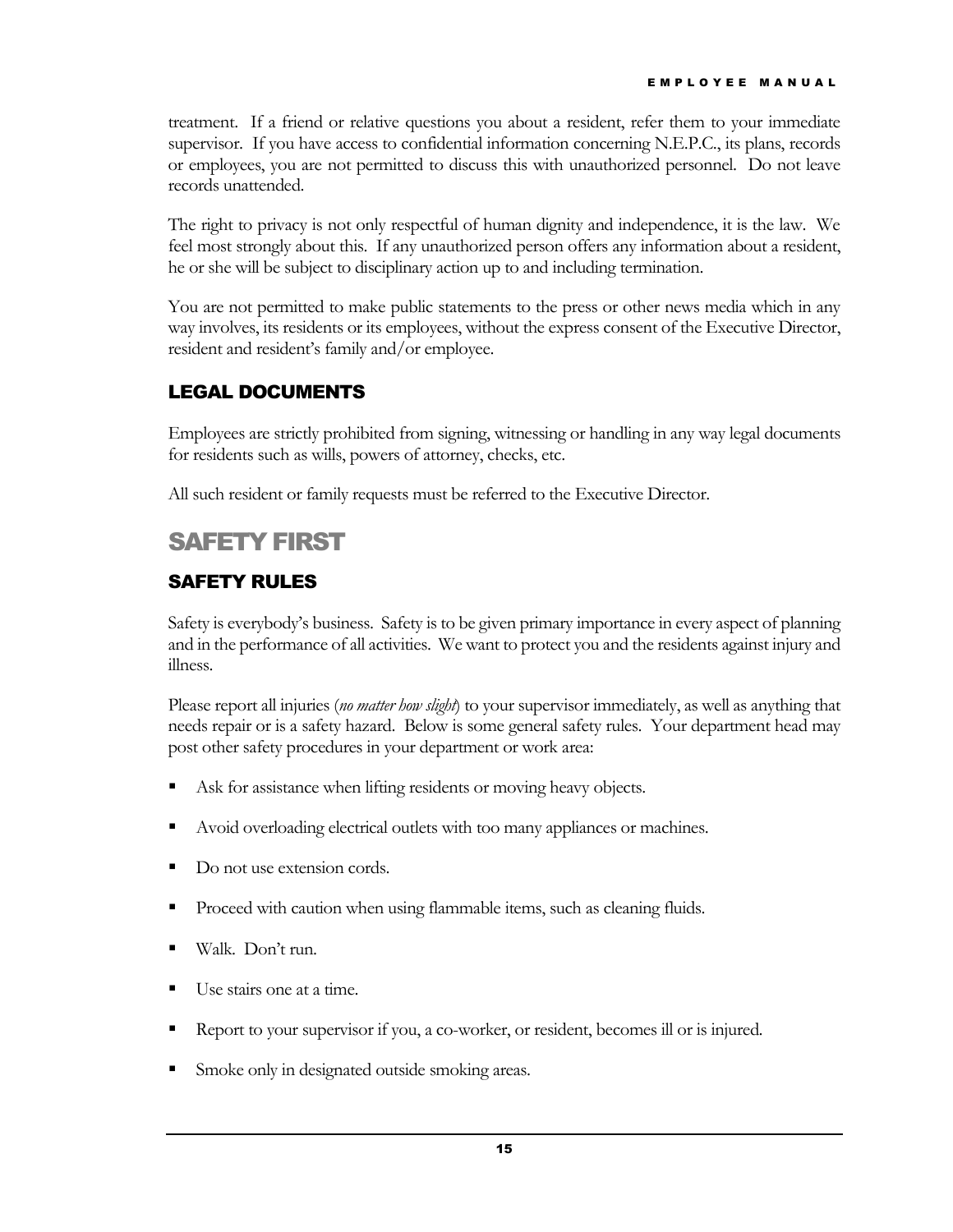treatment. If a friend or relative questions you about a resident, refer them to your immediate supervisor. If you have access to confidential information concerning N.E.P.C., its plans, records or employees, you are not permitted to discuss this with unauthorized personnel. Do not leave records unattended.

The right to privacy is not only respectful of human dignity and independence, it is the law. We feel most strongly about this. If any unauthorized person offers any information about a resident, he or she will be subject to disciplinary action up to and including termination.

You are not permitted to make public statements to the press or other news media which in any way involves, its residents or its employees, without the express consent of the Executive Director, resident and resident's family and/or employee.

### LEGAL DOCUMENTS

Employees are strictly prohibited from signing, witnessing or handling in any way legal documents for residents such as wills, powers of attorney, checks, etc.

All such resident or family requests must be referred to the Executive Director.

## SAFETY FIRST

### SAFETY RULES

Safety is everybody's business. Safety is to be given primary importance in every aspect of planning and in the performance of all activities. We want to protect you and the residents against injury and illness.

Please report all injuries (*no matter how slight*) to your supervisor immediately, as well as anything that needs repair or is a safety hazard. Below is some general safety rules. Your department head may post other safety procedures in your department or work area:

- Ask for assistance when lifting residents or moving heavy objects.
- Avoid overloading electrical outlets with too many appliances or machines.
- Do not use extension cords.
- Proceed with caution when using flammable items, such as cleaning fluids.
- Walk. Don't run.
- Use stairs one at a time.
- Report to your supervisor if you, a co-worker, or resident, becomes ill or is injured.
- Smoke only in designated outside smoking areas.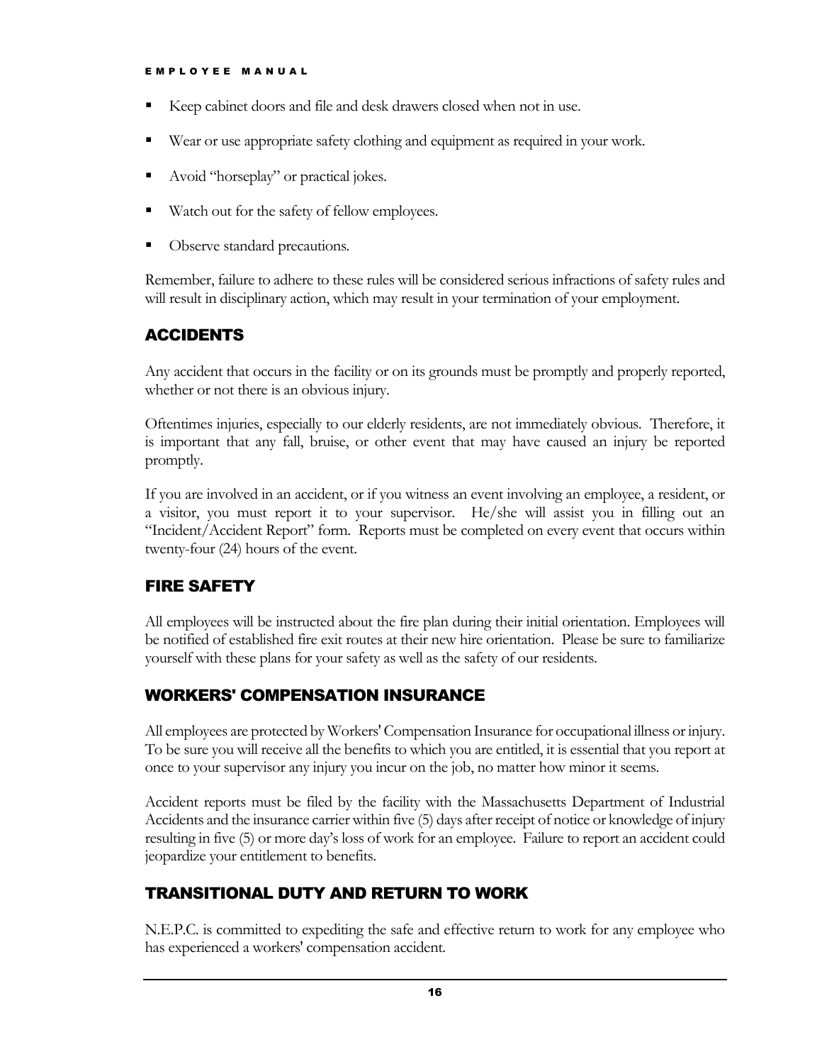- Keep cabinet doors and file and desk drawers closed when not in use.
- Wear or use appropriate safety clothing and equipment as required in your work.
- Avoid "horseplay" or practical jokes.
- Watch out for the safety of fellow employees.
- Observe standard precautions.

Remember, failure to adhere to these rules will be considered serious infractions of safety rules and will result in disciplinary action, which may result in your termination of your employment.

## ACCIDENTS

Any accident that occurs in the facility or on its grounds must be promptly and properly reported, whether or not there is an obvious injury.

Oftentimes injuries, especially to our elderly residents, are not immediately obvious. Therefore, it is important that any fall, bruise, or other event that may have caused an injury be reported promptly.

If you are involved in an accident, or if you witness an event involving an employee, a resident, or a visitor, you must report it to your supervisor. He/she will assist you in filling out an "Incident/Accident Report" form. Reports must be completed on every event that occurs within twenty-four (24) hours of the event.

## FIRE SAFETY

All employees will be instructed about the fire plan during their initial orientation. Employees will be notified of established fire exit routes at their new hire orientation. Please be sure to familiarize yourself with these plans for your safety as well as the safety of our residents.

## WORKERS' COMPENSATION INSURANCE

All employees are protected by Workers' Compensation Insurance for occupational illness or injury. To be sure you will receive all the benefits to which you are entitled, it is essential that you report at once to your supervisor any injury you incur on the job, no matter how minor it seems.

Accident reports must be filed by the facility with the Massachusetts Department of Industrial Accidents and the insurance carrier within five (5) days after receipt of notice or knowledge of injury resulting in five (5) or more day's loss of work for an employee. Failure to report an accident could jeopardize your entitlement to benefits.

## TRANSITIONAL DUTY AND RETURN TO WORK

N.E.P.C. is committed to expediting the safe and effective return to work for any employee who has experienced a workers' compensation accident.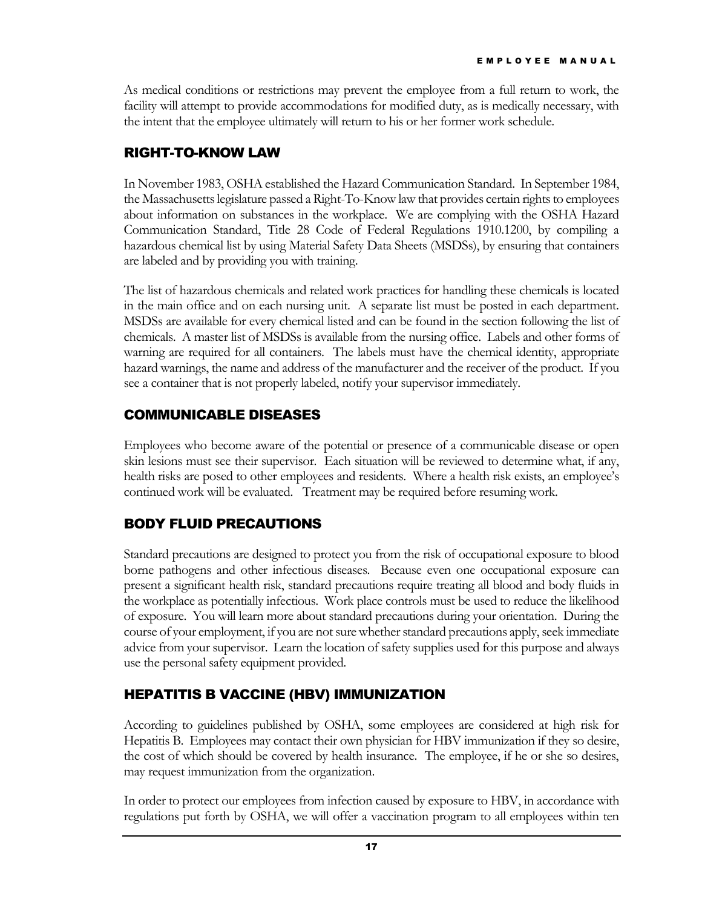As medical conditions or restrictions may prevent the employee from a full return to work, the facility will attempt to provide accommodations for modified duty, as is medically necessary, with the intent that the employee ultimately will return to his or her former work schedule.

## RIGHT-TO-KNOW LAW

In November 1983, OSHA established the Hazard Communication Standard. In September 1984, the Massachusetts legislature passed a Right-To-Know law that provides certain rights to employees about information on substances in the workplace. We are complying with the OSHA Hazard Communication Standard, Title 28 Code of Federal Regulations 1910.1200, by compiling a hazardous chemical list by using Material Safety Data Sheets (MSDSs), by ensuring that containers are labeled and by providing you with training.

The list of hazardous chemicals and related work practices for handling these chemicals is located in the main office and on each nursing unit. A separate list must be posted in each department. MSDSs are available for every chemical listed and can be found in the section following the list of chemicals. A master list of MSDSs is available from the nursing office. Labels and other forms of warning are required for all containers. The labels must have the chemical identity, appropriate hazard warnings, the name and address of the manufacturer and the receiver of the product. If you see a container that is not properly labeled, notify your supervisor immediately.

## COMMUNICABLE DISEASES

Employees who become aware of the potential or presence of a communicable disease or open skin lesions must see their supervisor. Each situation will be reviewed to determine what, if any, health risks are posed to other employees and residents. Where a health risk exists, an employee's continued work will be evaluated. Treatment may be required before resuming work.

## BODY FLUID PRECAUTIONS

Standard precautions are designed to protect you from the risk of occupational exposure to blood borne pathogens and other infectious diseases. Because even one occupational exposure can present a significant health risk, standard precautions require treating all blood and body fluids in the workplace as potentially infectious. Work place controls must be used to reduce the likelihood of exposure. You will learn more about standard precautions during your orientation. During the course of your employment, if you are not sure whether standard precautions apply, seek immediate advice from your supervisor. Learn the location of safety supplies used for this purpose and always use the personal safety equipment provided.

## HEPATITIS B VACCINE (HBV) IMMUNIZATION

According to guidelines published by OSHA, some employees are considered at high risk for Hepatitis B. Employees may contact their own physician for HBV immunization if they so desire, the cost of which should be covered by health insurance. The employee, if he or she so desires, may request immunization from the organization.

In order to protect our employees from infection caused by exposure to HBV, in accordance with regulations put forth by OSHA, we will offer a vaccination program to all employees within ten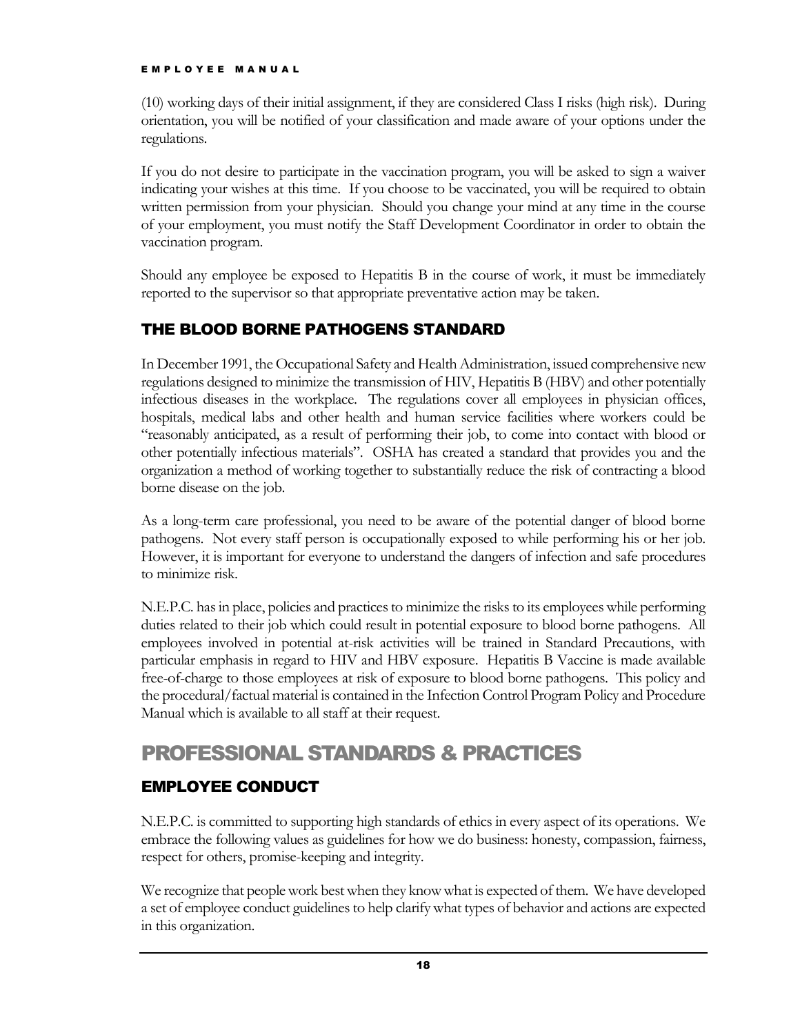(10) working days of their initial assignment, if they are considered Class I risks (high risk). During orientation, you will be notified of your classification and made aware of your options under the regulations.

If you do not desire to participate in the vaccination program, you will be asked to sign a waiver indicating your wishes at this time. If you choose to be vaccinated, you will be required to obtain written permission from your physician. Should you change your mind at any time in the course of your employment, you must notify the Staff Development Coordinator in order to obtain the vaccination program.

Should any employee be exposed to Hepatitis B in the course of work, it must be immediately reported to the supervisor so that appropriate preventative action may be taken.

### THE BLOOD BORNE PATHOGENS STANDARD

In December 1991, the Occupational Safety and Health Administration, issued comprehensive new regulations designed to minimize the transmission of HIV, Hepatitis B (HBV) and other potentially infectious diseases in the workplace. The regulations cover all employees in physician offices, hospitals, medical labs and other health and human service facilities where workers could be "reasonably anticipated, as a result of performing their job, to come into contact with blood or other potentially infectious materials". OSHA has created a standard that provides you and the organization a method of working together to substantially reduce the risk of contracting a blood borne disease on the job.

As a long-term care professional, you need to be aware of the potential danger of blood borne pathogens. Not every staff person is occupationally exposed to while performing his or her job. However, it is important for everyone to understand the dangers of infection and safe procedures to minimize risk.

N.E.P.C. has in place, policies and practices to minimize the risks to its employees while performing duties related to their job which could result in potential exposure to blood borne pathogens. All employees involved in potential at-risk activities will be trained in Standard Precautions, with particular emphasis in regard to HIV and HBV exposure. Hepatitis B Vaccine is made available free-of-charge to those employees at risk of exposure to blood borne pathogens. This policy and the procedural/factual material is contained in the Infection Control Program Policy and Procedure Manual which is available to all staff at their request.

## PROFESSIONAL STANDARDS & PRACTICES

### EMPLOYEE CONDUCT

N.E.P.C. is committed to supporting high standards of ethics in every aspect of its operations. We embrace the following values as guidelines for how we do business: honesty, compassion, fairness, respect for others, promise-keeping and integrity.

We recognize that people work best when they know what is expected of them. We have developed a set of employee conduct guidelines to help clarify what types of behavior and actions are expected in this organization.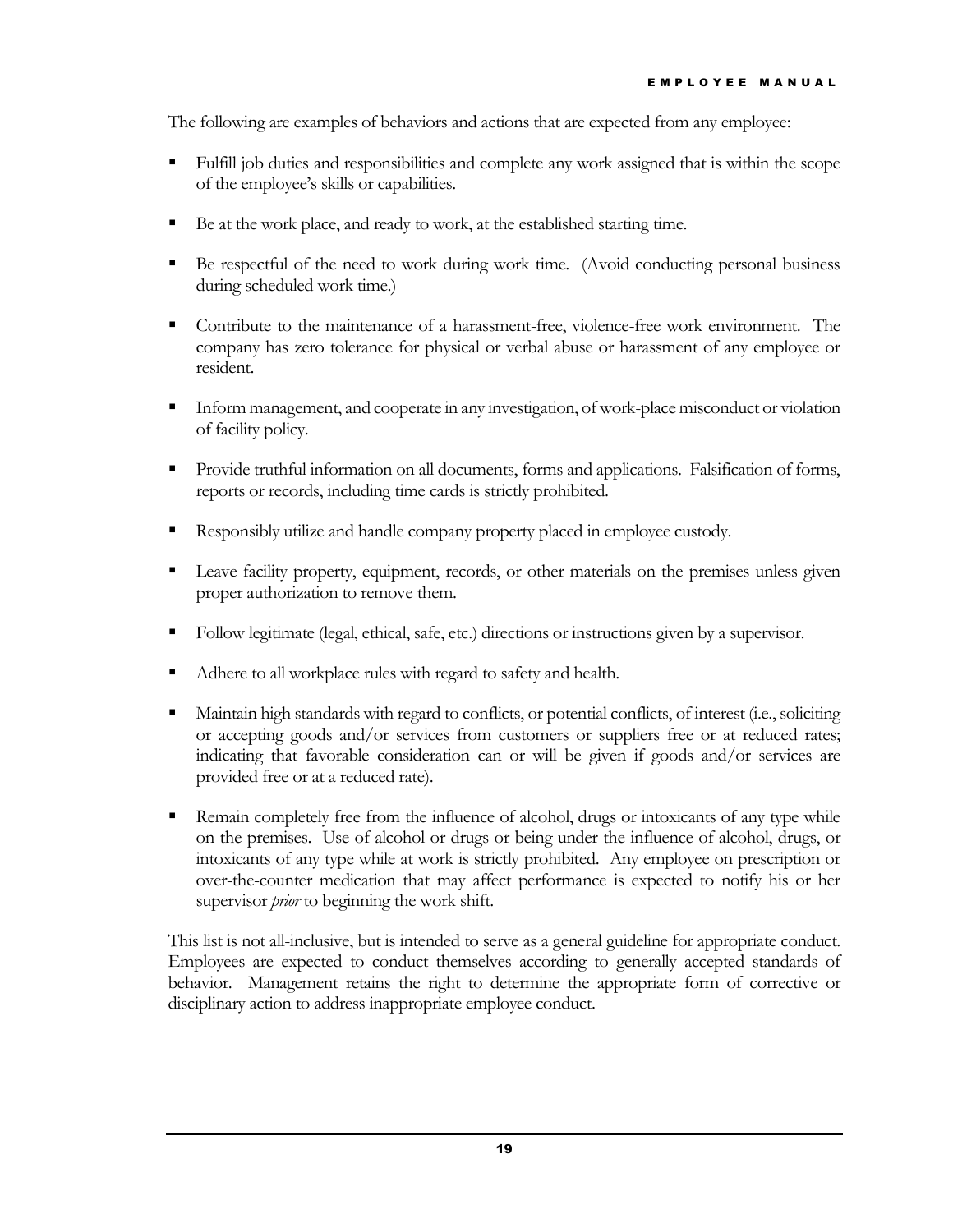The following are examples of behaviors and actions that are expected from any employee:

- Fulfill job duties and responsibilities and complete any work assigned that is within the scope of the employee's skills or capabilities.
- Be at the work place, and ready to work, at the established starting time.
- Be respectful of the need to work during work time. (Avoid conducting personal business during scheduled work time.)
- Contribute to the maintenance of a harassment-free, violence-free work environment. The company has zero tolerance for physical or verbal abuse or harassment of any employee or resident.
- Inform management, and cooperate in any investigation, of work-place misconduct or violation of facility policy.
- Provide truthful information on all documents, forms and applications. Falsification of forms, reports or records, including time cards is strictly prohibited.
- Responsibly utilize and handle company property placed in employee custody.
- Leave facility property, equipment, records, or other materials on the premises unless given proper authorization to remove them.
- Follow legitimate (legal, ethical, safe, etc.) directions or instructions given by a supervisor.
- Adhere to all workplace rules with regard to safety and health.
- Maintain high standards with regard to conflicts, or potential conflicts, of interest (i.e., soliciting or accepting goods and/or services from customers or suppliers free or at reduced rates; indicating that favorable consideration can or will be given if goods and/or services are provided free or at a reduced rate).
- Remain completely free from the influence of alcohol, drugs or intoxicants of any type while on the premises. Use of alcohol or drugs or being under the influence of alcohol, drugs, or intoxicants of any type while at work is strictly prohibited. Any employee on prescription or over-the-counter medication that may affect performance is expected to notify his or her supervisor *prior* to beginning the work shift.

This list is not all-inclusive, but is intended to serve as a general guideline for appropriate conduct. Employees are expected to conduct themselves according to generally accepted standards of behavior. Management retains the right to determine the appropriate form of corrective or disciplinary action to address inappropriate employee conduct.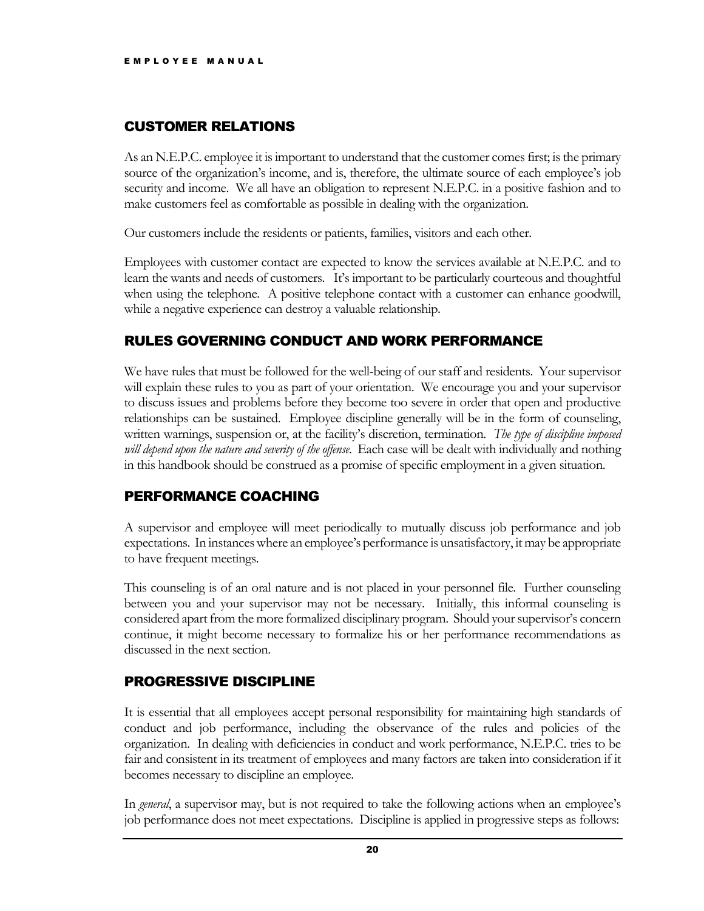## CUSTOMER RELATIONS

As an N.E.P.C. employee it is important to understand that the customer comes first; is the primary source of the organization's income, and is, therefore, the ultimate source of each employee's job security and income. We all have an obligation to represent N.E.P.C. in a positive fashion and to make customers feel as comfortable as possible in dealing with the organization.

Our customers include the residents or patients, families, visitors and each other.

Employees with customer contact are expected to know the services available at N.E.P.C. and to learn the wants and needs of customers. It's important to be particularly courteous and thoughtful when using the telephone. A positive telephone contact with a customer can enhance goodwill, while a negative experience can destroy a valuable relationship.

## RULES GOVERNING CONDUCT AND WORK PERFORMANCE

We have rules that must be followed for the well-being of our staff and residents. Your supervisor will explain these rules to you as part of your orientation. We encourage you and your supervisor to discuss issues and problems before they become too severe in order that open and productive relationships can be sustained. Employee discipline generally will be in the form of counseling, written warnings, suspension or, at the facility's discretion, termination. *The type of discipline imposed will depend upon the nature and severity of the offense*. Each case will be dealt with individually and nothing in this handbook should be construed as a promise of specific employment in a given situation.

## PERFORMANCE COACHING

A supervisor and employee will meet periodically to mutually discuss job performance and job expectations. In instances where an employee's performance is unsatisfactory, it may be appropriate to have frequent meetings.

This counseling is of an oral nature and is not placed in your personnel file. Further counseling between you and your supervisor may not be necessary. Initially, this informal counseling is considered apart from the more formalized disciplinary program. Should your supervisor's concern continue, it might become necessary to formalize his or her performance recommendations as discussed in the next section.

## PROGRESSIVE DISCIPLINE

It is essential that all employees accept personal responsibility for maintaining high standards of conduct and job performance, including the observance of the rules and policies of the organization. In dealing with deficiencies in conduct and work performance, N.E.P.C. tries to be fair and consistent in its treatment of employees and many factors are taken into consideration if it becomes necessary to discipline an employee.

In *general*, a supervisor may, but is not required to take the following actions when an employee's job performance does not meet expectations. Discipline is applied in progressive steps as follows: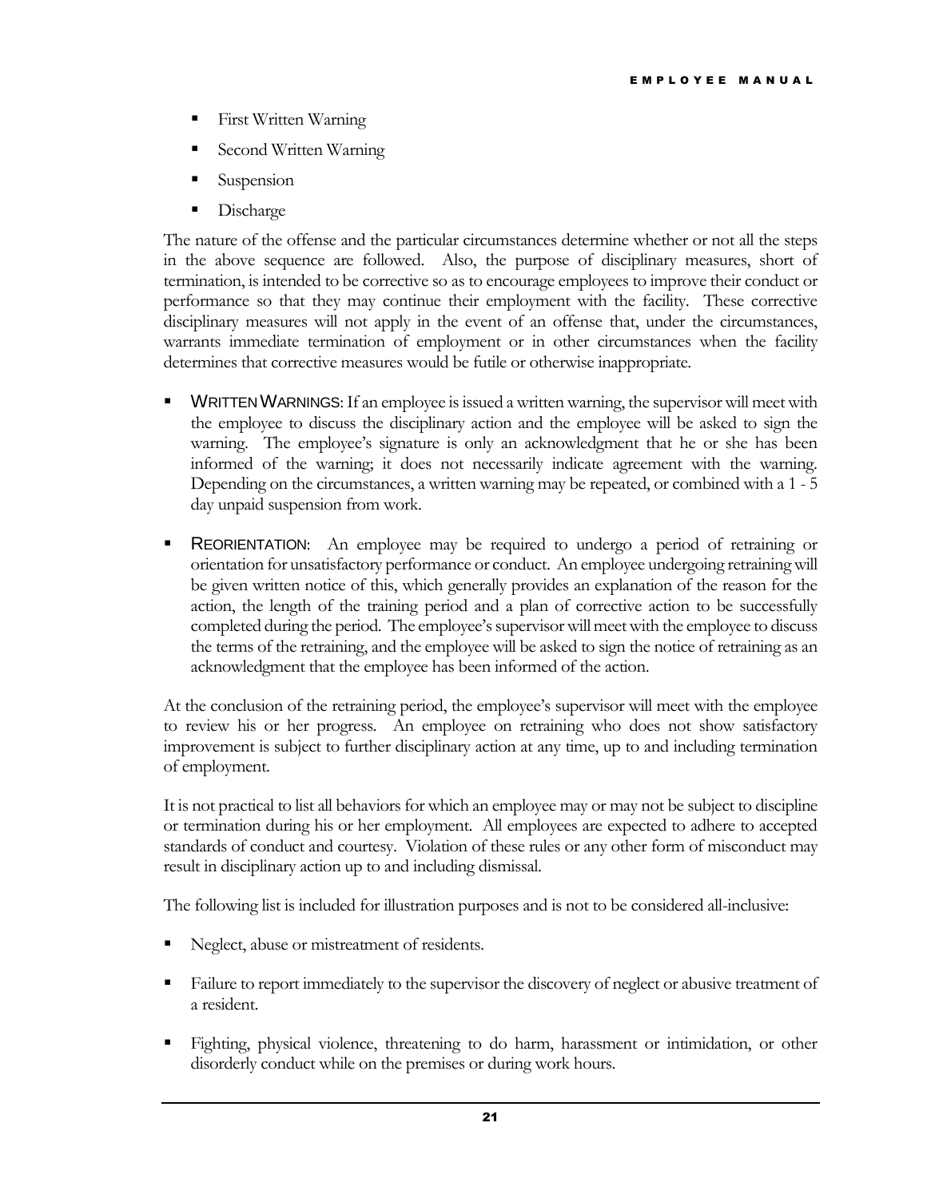- First Written Warning
- Second Written Warning
- Suspension
- Discharge

The nature of the offense and the particular circumstances determine whether or not all the steps in the above sequence are followed. Also, the purpose of disciplinary measures, short of termination, is intended to be corrective so as to encourage employees to improve their conduct or performance so that they may continue their employment with the facility. These corrective disciplinary measures will not apply in the event of an offense that, under the circumstances, warrants immediate termination of employment or in other circumstances when the facility determines that corrective measures would be futile or otherwise inappropriate.

- WRITTEN WARNINGS: If an employee is issued a written warning, the supervisor will meet with the employee to discuss the disciplinary action and the employee will be asked to sign the warning. The employee's signature is only an acknowledgment that he or she has been informed of the warning; it does not necessarily indicate agreement with the warning. Depending on the circumstances, a written warning may be repeated, or combined with a 1 - 5 day unpaid suspension from work.

- REORIENTATION: An employee may be required to undergo a period of retraining or orientation for unsatisfactory performance or conduct. An employee undergoing retraining will be given written notice of this, which generally provides an explanation of the reason for the action, the length of the training period and a plan of corrective action to be successfully completed during the period. The employee's supervisor will meet with the employee to discuss the terms of the retraining, and the employee will be asked to sign the notice of retraining as an acknowledgment that the employee has been informed of the action.

At the conclusion of the retraining period, the employee's supervisor will meet with the employee to review his or her progress. An employee on retraining who does not show satisfactory improvement is subject to further disciplinary action at any time, up to and including termination of employment.

It is not practical to list all behaviors for which an employee may or may not be subject to discipline or termination during his or her employment. All employees are expected to adhere to accepted standards of conduct and courtesy. Violation of these rules or any other form of misconduct may result in disciplinary action up to and including dismissal.

The following list is included for illustration purposes and is not to be considered all-inclusive:

- Neglect, abuse or mistreatment of residents.

- Failure to report immediately to the supervisor the discovery of neglect or abusive treatment of a resident.

- Fighting, physical violence, threatening to do harm, harassment or intimidation, or other disorderly conduct while on the premises or during work hours.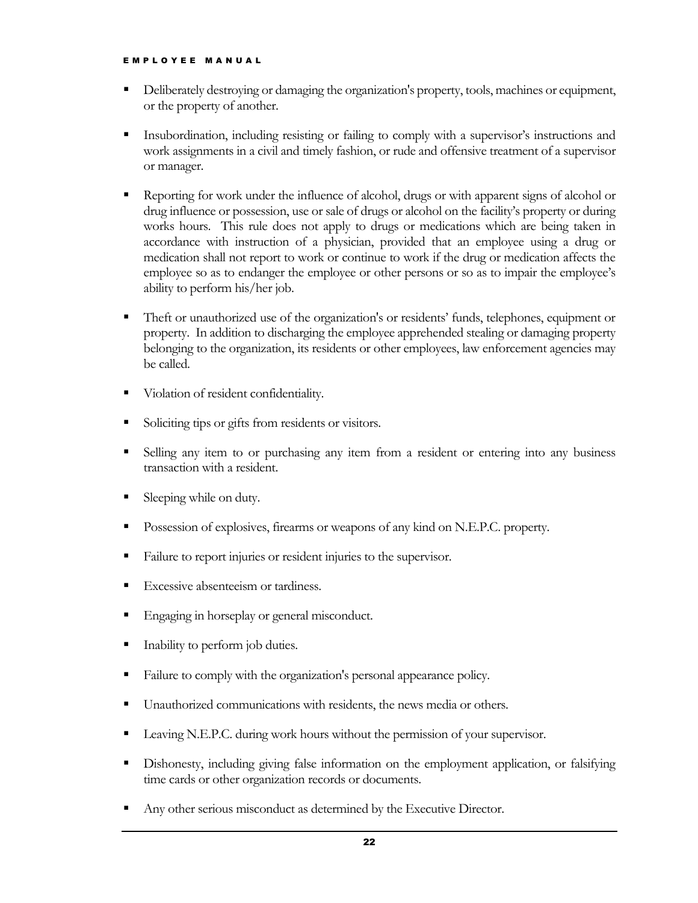- Deliberately destroying or damaging the organization's property, tools, machines or equipment, or the property of another.

- Insubordination, including resisting or failing to comply with a supervisor's instructions and work assignments in a civil and timely fashion, or rude and offensive treatment of a supervisor or manager.

- Reporting for work under the influence of alcohol, drugs or with apparent signs of alcohol or drug influence or possession, use or sale of drugs or alcohol on the facility's property or during works hours. This rule does not apply to drugs or medications which are being taken in accordance with instruction of a physician, provided that an employee using a drug or medication shall not report to work or continue to work if the drug or medication affects the employee so as to endanger the employee or other persons or so as to impair the employee's ability to perform his/her job.

- Theft or unauthorized use of the organization's or residents' funds, telephones, equipment or property. In addition to discharging the employee apprehended stealing or damaging property belonging to the organization, its residents or other employees, law enforcement agencies may be called.

- Violation of resident confidentiality.

- Soliciting tips or gifts from residents or visitors.

- Selling any item to or purchasing any item from a resident or entering into any business transaction with a resident.

- Sleeping while on duty.

- Possession of explosives, firearms or weapons of any kind on N.E.P.C. property.

- Failure to report injuries or resident injuries to the supervisor.

- Excessive absenteeism or tardiness.

- Engaging in horseplay or general misconduct.

- Inability to perform job duties.

- Failure to comply with the organization's personal appearance policy.

- Unauthorized communications with residents, the news media or others.

- Leaving N.E.P.C. during work hours without the permission of your supervisor.

- Dishonesty, including giving false information on the employment application, or falsifying time cards or other organization records or documents.

- Any other serious misconduct as determined by the Executive Director.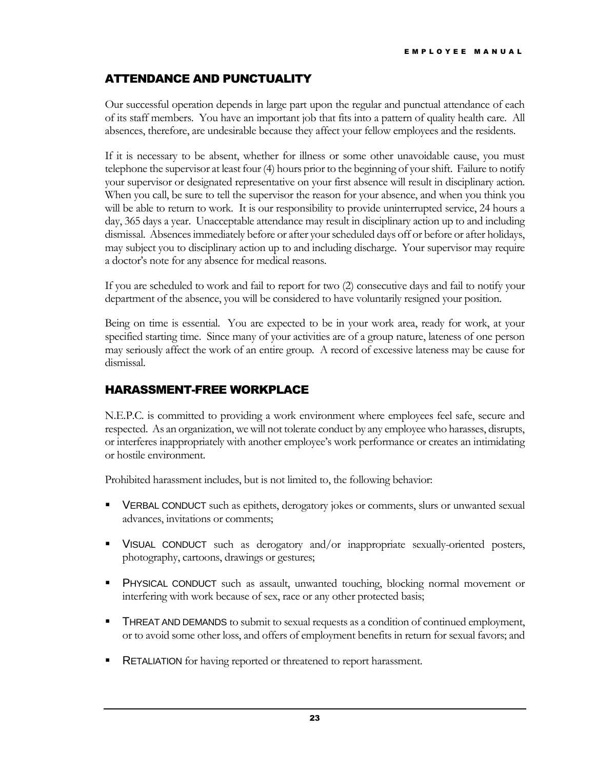## ATTENDANCE AND PUNCTUALITY

Our successful operation depends in large part upon the regular and punctual attendance of each of its staff members. You have an important job that fits into a pattern of quality health care. All absences, therefore, are undesirable because they affect your fellow employees and the residents.

If it is necessary to be absent, whether for illness or some other unavoidable cause, you must telephone the supervisor at least four (4) hours prior to the beginning of your shift. Failure to notify your supervisor or designated representative on your first absence will result in disciplinary action. When you call, be sure to tell the supervisor the reason for your absence, and when you think you will be able to return to work. It is our responsibility to provide uninterrupted service, 24 hours a day, 365 days a year. Unacceptable attendance may result in disciplinary action up to and including dismissal. Absences immediately before or after your scheduled days off or before or after holidays, may subject you to disciplinary action up to and including discharge. Your supervisor may require a doctor's note for any absence for medical reasons.

If you are scheduled to work and fail to report for two (2) consecutive days and fail to notify your department of the absence, you will be considered to have voluntarily resigned your position.

Being on time is essential. You are expected to be in your work area, ready for work, at your specified starting time. Since many of your activities are of a group nature, lateness of one person may seriously affect the work of an entire group. A record of excessive lateness may be cause for dismissal.

## HARASSMENT-FREE WORKPLACE

N.E.P.C. is committed to providing a work environment where employees feel safe, secure and respected. As an organization, we will not tolerate conduct by any employee who harasses, disrupts, or interferes inappropriately with another employee's work performance or creates an intimidating or hostile environment.

Prohibited harassment includes, but is not limited to, the following behavior:

- VERBAL CONDUCT such as epithets, derogatory jokes or comments, slurs or unwanted sexual advances, invitations or comments;
- VISUAL CONDUCT such as derogatory and/or inappropriate sexually-oriented posters, photography, cartoons, drawings or gestures;
- PHYSICAL CONDUCT such as assault, unwanted touching, blocking normal movement or interfering with work because of sex, race or any other protected basis;
- THREAT AND DEMANDS to submit to sexual requests as a condition of continued employment, or to avoid some other loss, and offers of employment benefits in return for sexual favors; and
- RETALIATION for having reported or threatened to report harassment.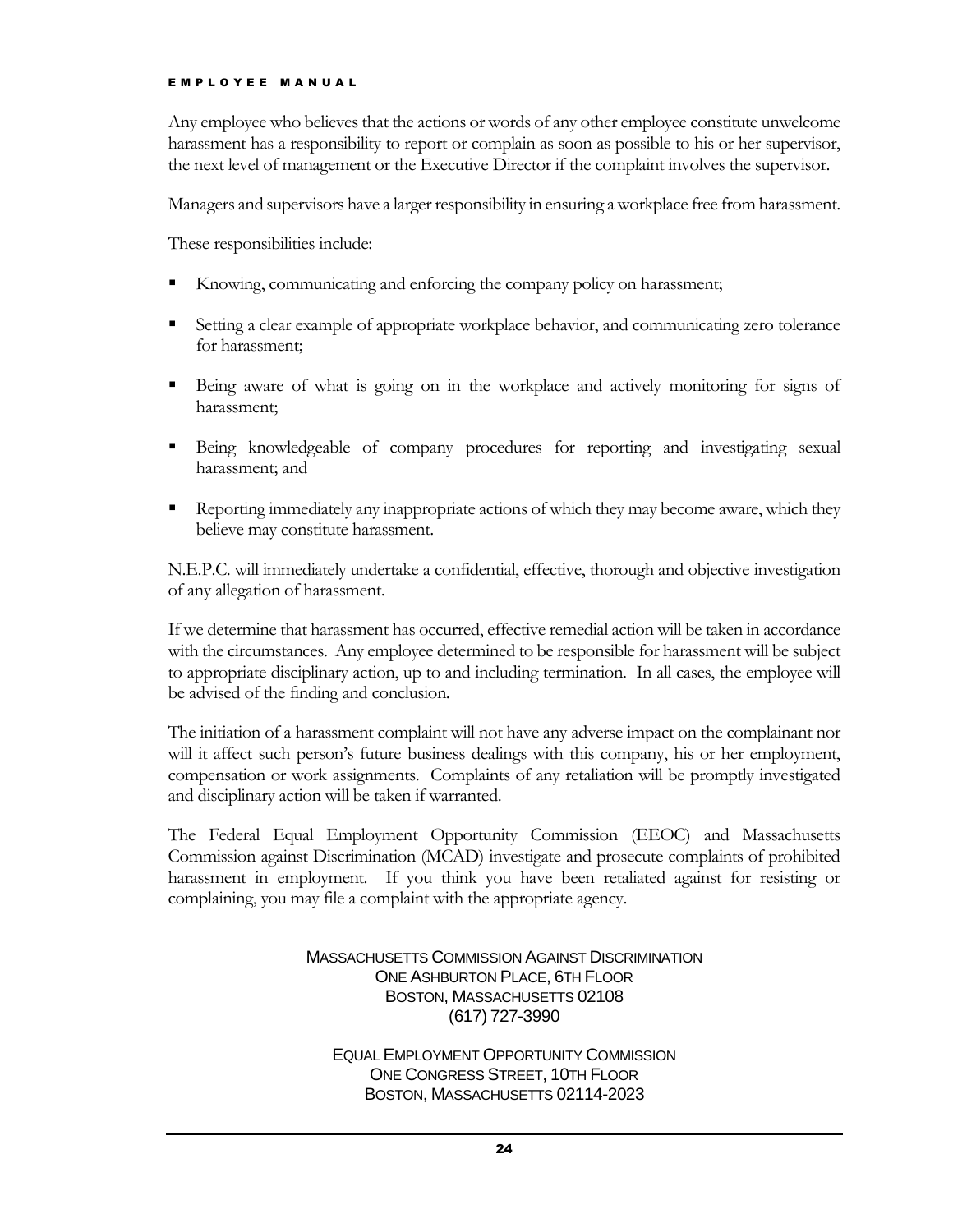Any employee who believes that the actions or words of any other employee constitute unwelcome harassment has a responsibility to report or complain as soon as possible to his or her supervisor, the next level of management or the Executive Director if the complaint involves the supervisor.

Managers and supervisors have a larger responsibility in ensuring a workplace free from harassment.

These responsibilities include:

- Knowing, communicating and enforcing the company policy on harassment;
- Setting a clear example of appropriate workplace behavior, and communicating zero tolerance for harassment;
- Being aware of what is going on in the workplace and actively monitoring for signs of harassment;
- Being knowledgeable of company procedures for reporting and investigating sexual harassment; and
- Reporting immediately any inappropriate actions of which they may become aware, which they believe may constitute harassment.

N.E.P.C. will immediately undertake a confidential, effective, thorough and objective investigation of any allegation of harassment.

If we determine that harassment has occurred, effective remedial action will be taken in accordance with the circumstances. Any employee determined to be responsible for harassment will be subject to appropriate disciplinary action, up to and including termination. In all cases, the employee will be advised of the finding and conclusion.

The initiation of a harassment complaint will not have any adverse impact on the complainant nor will it affect such person's future business dealings with this company, his or her employment, compensation or work assignments. Complaints of any retaliation will be promptly investigated and disciplinary action will be taken if warranted.

The Federal Equal Employment Opportunity Commission (EEOC) and Massachusetts Commission against Discrimination (MCAD) investigate and prosecute complaints of prohibited harassment in employment. If you think you have been retaliated against for resisting or complaining, you may file a complaint with the appropriate agency.

MASSACHUSETTS COMMISSION AGAINST DISCRIMINATION
ONE ASHBURTON PLACE, 6TH FLOOR
BOSTON, MASSACHUSETTS 02108
(617) 727-3990

EQUAL EMPLOYMENT OPPORTUNITY COMMISSION
ONE CONGRESS STREET, 10TH FLOOR
BOSTON, MASSACHUSETTS 02114-2023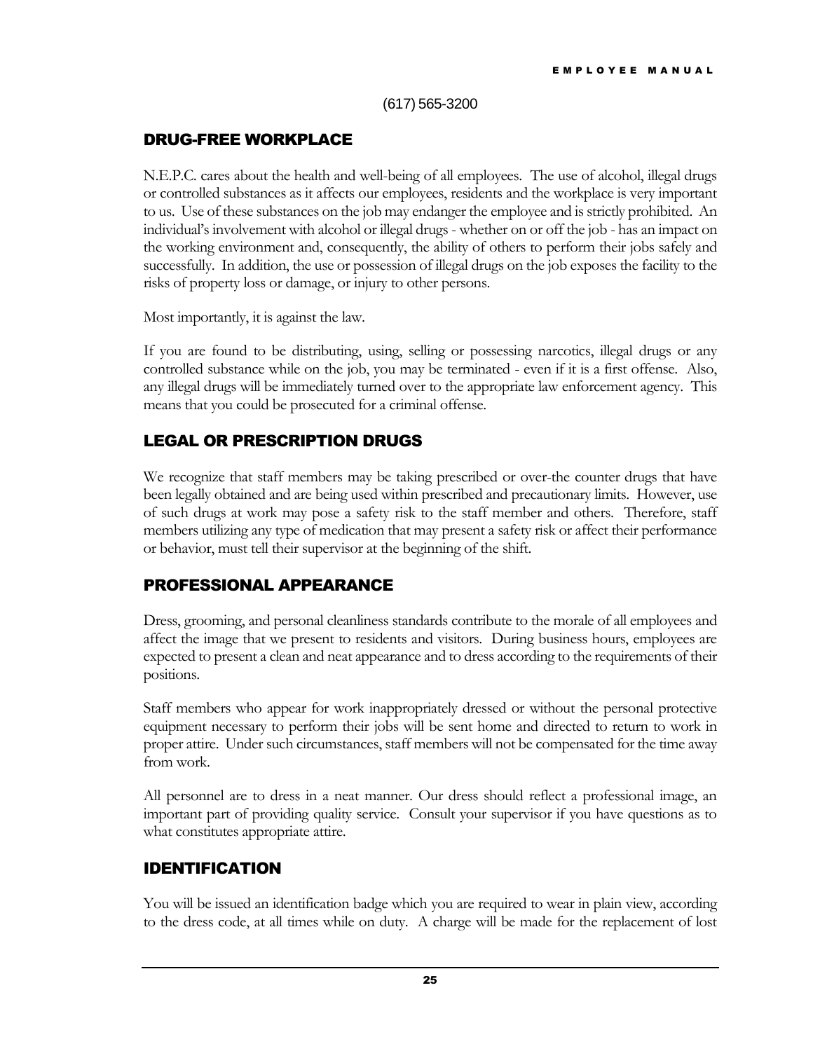(617) 565-3200

## DRUG-FREE WORKPLACE

N.E.P.C. cares about the health and well-being of all employees. The use of alcohol, illegal drugs or controlled substances as it affects our employees, residents and the workplace is very important to us. Use of these substances on the job may endanger the employee and is strictly prohibited. An individual's involvement with alcohol or illegal drugs - whether on or off the job - has an impact on the working environment and, consequently, the ability of others to perform their jobs safely and successfully. In addition, the use or possession of illegal drugs on the job exposes the facility to the risks of property loss or damage, or injury to other persons.

Most importantly, it is against the law.

If you are found to be distributing, using, selling or possessing narcotics, illegal drugs or any controlled substance while on the job, you may be terminated - even if it is a first offense. Also, any illegal drugs will be immediately turned over to the appropriate law enforcement agency. This means that you could be prosecuted for a criminal offense.

## LEGAL OR PRESCRIPTION DRUGS

We recognize that staff members may be taking prescribed or over-the counter drugs that have been legally obtained and are being used within prescribed and precautionary limits. However, use of such drugs at work may pose a safety risk to the staff member and others. Therefore, staff members utilizing any type of medication that may present a safety risk or affect their performance or behavior, must tell their supervisor at the beginning of the shift.

## PROFESSIONAL APPEARANCE

Dress, grooming, and personal cleanliness standards contribute to the morale of all employees and affect the image that we present to residents and visitors. During business hours, employees are expected to present a clean and neat appearance and to dress according to the requirements of their positions.

Staff members who appear for work inappropriately dressed or without the personal protective equipment necessary to perform their jobs will be sent home and directed to return to work in proper attire. Under such circumstances, staff members will not be compensated for the time away from work.

All personnel are to dress in a neat manner. Our dress should reflect a professional image, an important part of providing quality service. Consult your supervisor if you have questions as to what constitutes appropriate attire.

## IDENTIFICATION

You will be issued an identification badge which you are required to wear in plain view, according to the dress code, at all times while on duty. A charge will be made for the replacement of lost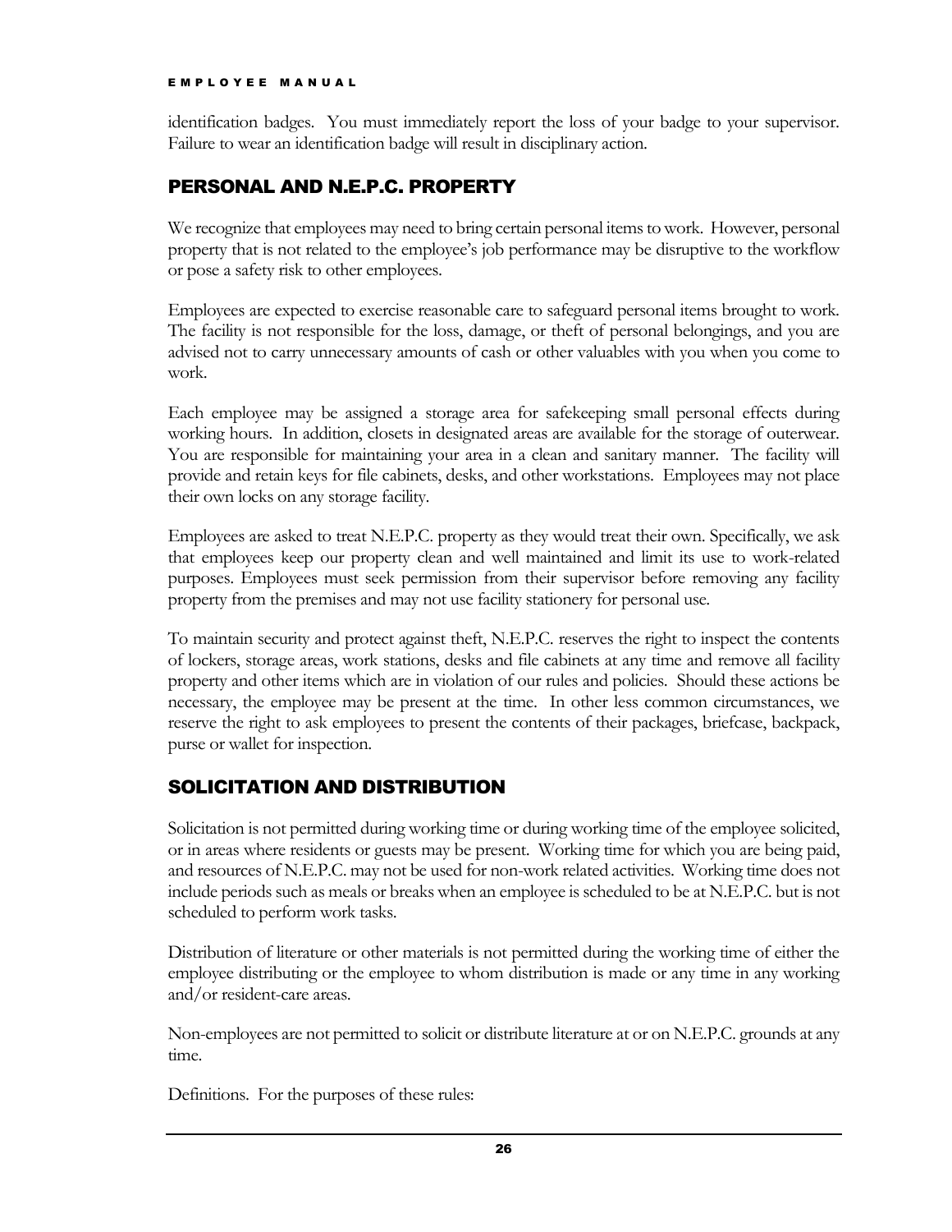identification badges. You must immediately report the loss of your badge to your supervisor. Failure to wear an identification badge will result in disciplinary action.

## PERSONAL AND N.E.P.C. PROPERTY

We recognize that employees may need to bring certain personal items to work. However, personal property that is not related to the employee's job performance may be disruptive to the workflow or pose a safety risk to other employees.

Employees are expected to exercise reasonable care to safeguard personal items brought to work. The facility is not responsible for the loss, damage, or theft of personal belongings, and you are advised not to carry unnecessary amounts of cash or other valuables with you when you come to work.

Each employee may be assigned a storage area for safekeeping small personal effects during working hours. In addition, closets in designated areas are available for the storage of outerwear. You are responsible for maintaining your area in a clean and sanitary manner. The facility will provide and retain keys for file cabinets, desks, and other workstations. Employees may not place their own locks on any storage facility.

Employees are asked to treat N.E.P.C. property as they would treat their own. Specifically, we ask that employees keep our property clean and well maintained and limit its use to work-related purposes. Employees must seek permission from their supervisor before removing any facility property from the premises and may not use facility stationery for personal use.

To maintain security and protect against theft, N.E.P.C. reserves the right to inspect the contents of lockers, storage areas, work stations, desks and file cabinets at any time and remove all facility property and other items which are in violation of our rules and policies. Should these actions be necessary, the employee may be present at the time. In other less common circumstances, we reserve the right to ask employees to present the contents of their packages, briefcase, backpack, purse or wallet for inspection.

## SOLICITATION AND DISTRIBUTION

Solicitation is not permitted during working time or during working time of the employee solicited, or in areas where residents or guests may be present. Working time for which you are being paid, and resources of N.E.P.C. may not be used for non-work related activities. Working time does not include periods such as meals or breaks when an employee is scheduled to be at N.E.P.C. but is not scheduled to perform work tasks.

Distribution of literature or other materials is not permitted during the working time of either the employee distributing or the employee to whom distribution is made or any time in any working and/or resident-care areas.

Non-employees are not permitted to solicit or distribute literature at or on N.E.P.C. grounds at any time.

Definitions. For the purposes of these rules: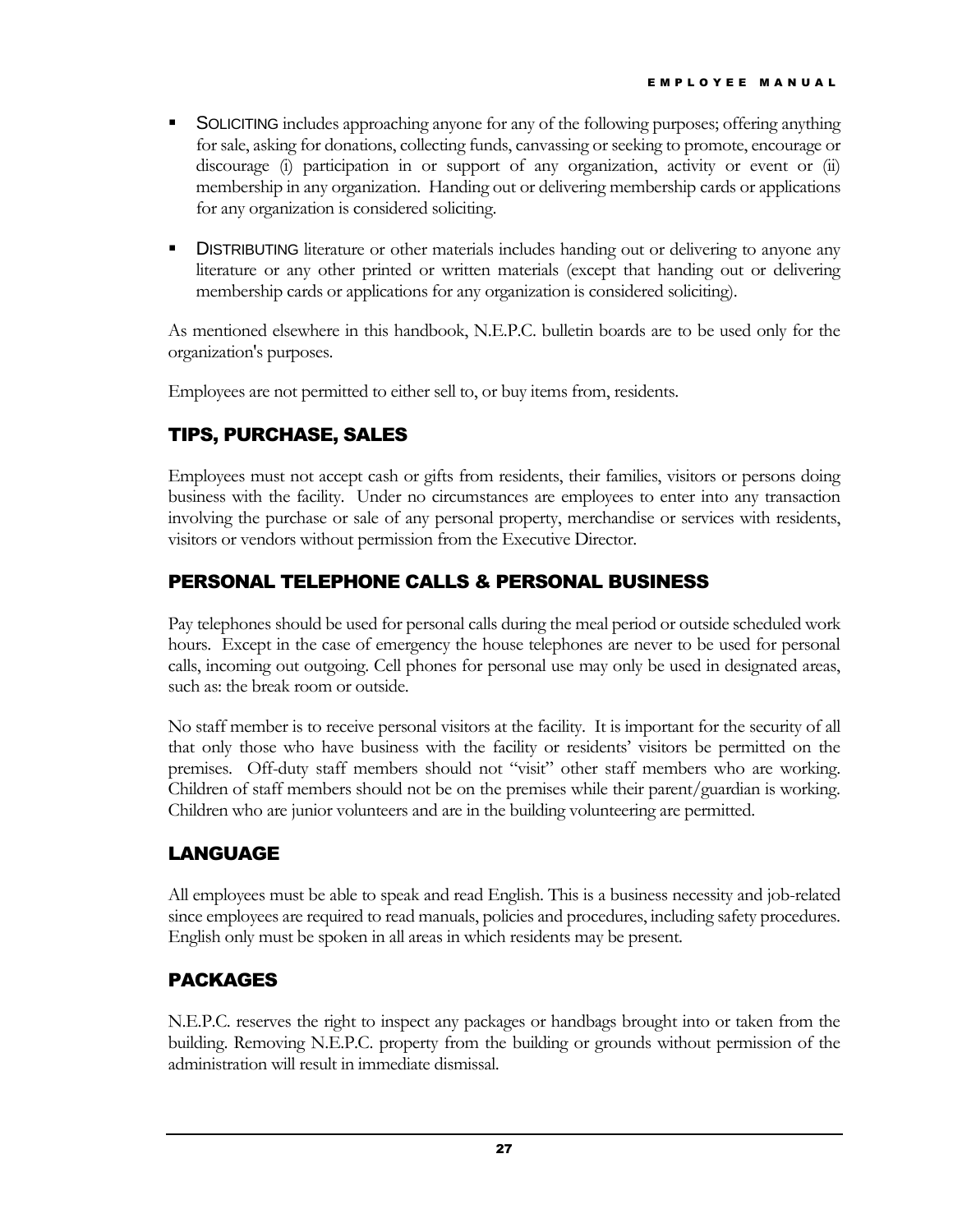- SOLICITING includes approaching anyone for any of the following purposes; offering anything for sale, asking for donations, collecting funds, canvassing or seeking to promote, encourage or discourage (i) participation in or support of any organization, activity or event or (ii) membership in any organization. Handing out or delivering membership cards or applications for any organization is considered soliciting.

- DISTRIBUTING literature or other materials includes handing out or delivering to anyone any literature or any other printed or written materials (except that handing out or delivering membership cards or applications for any organization is considered soliciting).

As mentioned elsewhere in this handbook, N.E.P.C. bulletin boards are to be used only for the organization's purposes.

Employees are not permitted to either sell to, or buy items from, residents.

## TIPS, PURCHASE, SALES

Employees must not accept cash or gifts from residents, their families, visitors or persons doing business with the facility. Under no circumstances are employees to enter into any transaction involving the purchase or sale of any personal property, merchandise or services with residents, visitors or vendors without permission from the Executive Director.

## PERSONAL TELEPHONE CALLS & PERSONAL BUSINESS

Pay telephones should be used for personal calls during the meal period or outside scheduled work hours. Except in the case of emergency the house telephones are never to be used for personal calls, incoming out outgoing. Cell phones for personal use may only be used in designated areas, such as: the break room or outside.

No staff member is to receive personal visitors at the facility. It is important for the security of all that only those who have business with the facility or residents' visitors be permitted on the premises. Off-duty staff members should not "visit" other staff members who are working. Children of staff members should not be on the premises while their parent/guardian is working. Children who are junior volunteers and are in the building volunteering are permitted.

## LANGUAGE

All employees must be able to speak and read English. This is a business necessity and job-related since employees are required to read manuals, policies and procedures, including safety procedures. English only must be spoken in all areas in which residents may be present.

## PACKAGES

N.E.P.C. reserves the right to inspect any packages or handbags brought into or taken from the building. Removing N.E.P.C. property from the building or grounds without permission of the administration will result in immediate dismissal.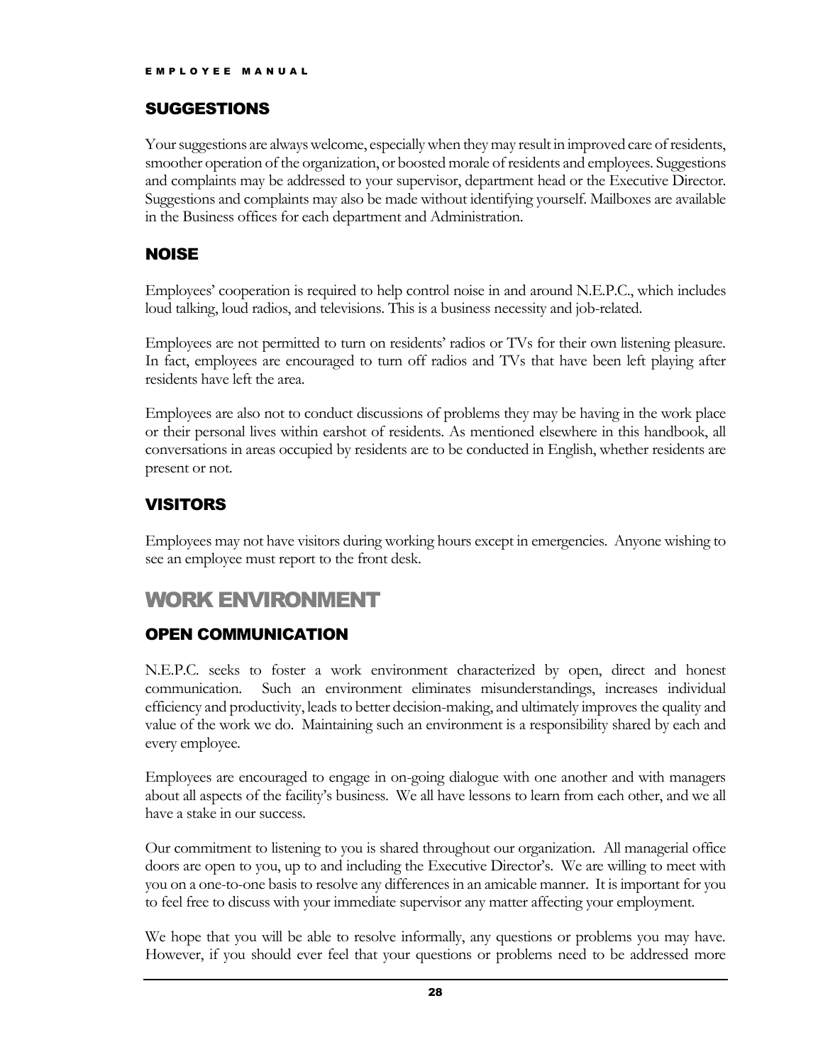## SUGGESTIONS

Your suggestions are always welcome, especially when they may result in improved care of residents, smoother operation of the organization, or boosted morale of residents and employees. Suggestions and complaints may be addressed to your supervisor, department head or the Executive Director. Suggestions and complaints may also be made without identifying yourself. Mailboxes are available in the Business offices for each department and Administration.

## NOISE

Employees' cooperation is required to help control noise in and around N.E.P.C., which includes loud talking, loud radios, and televisions. This is a business necessity and job-related.

Employees are not permitted to turn on residents' radios or TVs for their own listening pleasure. In fact, employees are encouraged to turn off radios and TVs that have been left playing after residents have left the area.

Employees are also not to conduct discussions of problems they may be having in the work place or their personal lives within earshot of residents. As mentioned elsewhere in this handbook, all conversations in areas occupied by residents are to be conducted in English, whether residents are present or not.

## VISITORS

Employees may not have visitors during working hours except in emergencies. Anyone wishing to see an employee must report to the front desk.

# WORK ENVIRONMENT

## OPEN COMMUNICATION

N.E.P.C. seeks to foster a work environment characterized by open, direct and honest communication. Such an environment eliminates misunderstandings, increases individual efficiency and productivity, leads to better decision-making, and ultimately improves the quality and value of the work we do. Maintaining such an environment is a responsibility shared by each and every employee.

Employees are encouraged to engage in on-going dialogue with one another and with managers about all aspects of the facility's business. We all have lessons to learn from each other, and we all have a stake in our success.

Our commitment to listening to you is shared throughout our organization. All managerial office doors are open to you, up to and including the Executive Director's. We are willing to meet with you on a one-to-one basis to resolve any differences in an amicable manner. It is important for you to feel free to discuss with your immediate supervisor any matter affecting your employment.

We hope that you will be able to resolve informally, any questions or problems you may have. However, if you should ever feel that your questions or problems need to be addressed more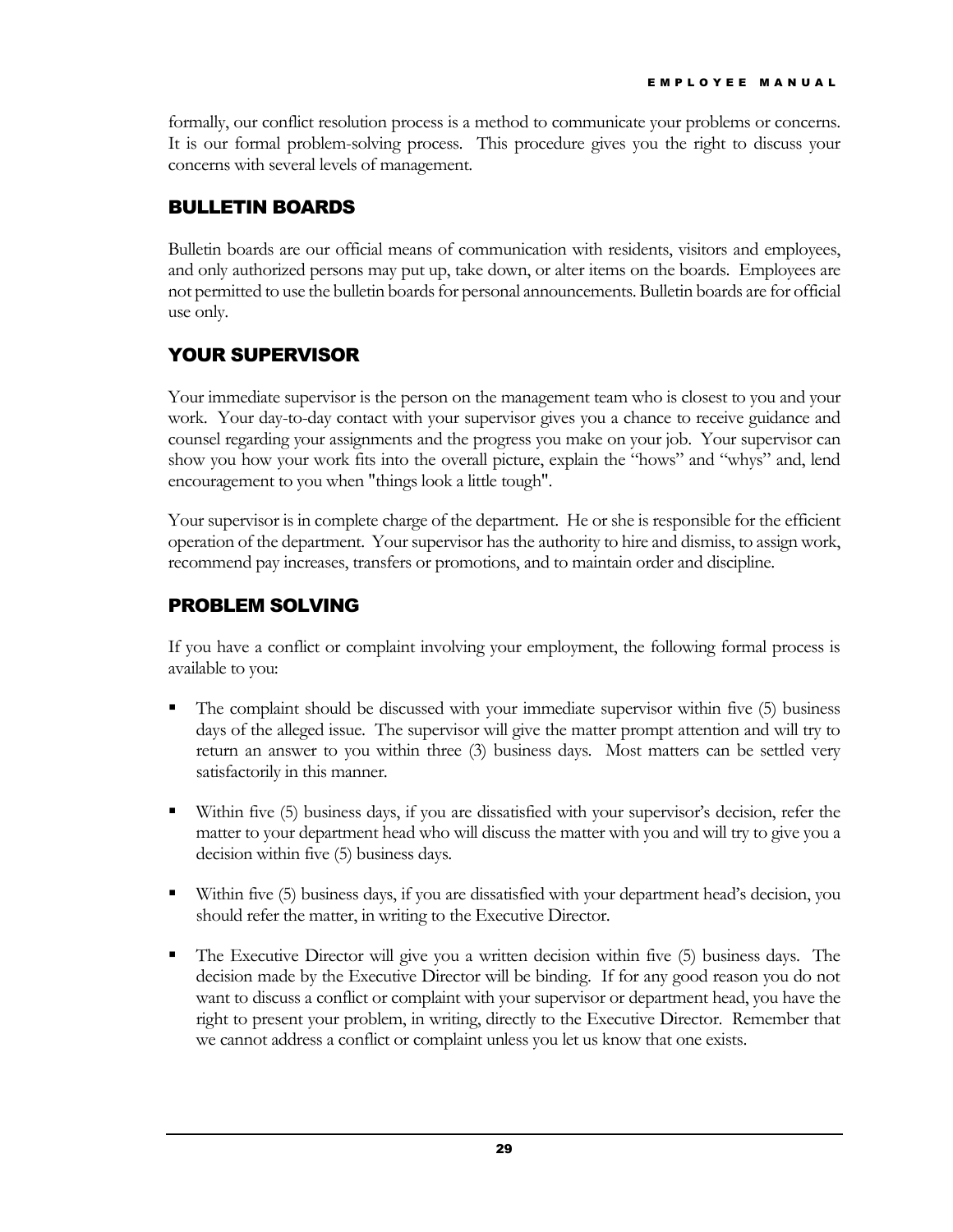formally, our conflict resolution process is a method to communicate your problems or concerns. It is our formal problem-solving process. This procedure gives you the right to discuss your concerns with several levels of management.

## BULLETIN BOARDS

Bulletin boards are our official means of communication with residents, visitors and employees, and only authorized persons may put up, take down, or alter items on the boards. Employees are not permitted to use the bulletin boards for personal announcements. Bulletin boards are for official use only.

## YOUR SUPERVISOR

Your immediate supervisor is the person on the management team who is closest to you and your work. Your day-to-day contact with your supervisor gives you a chance to receive guidance and counsel regarding your assignments and the progress you make on your job. Your supervisor can show you how your work fits into the overall picture, explain the "hows" and "whys" and, lend encouragement to you when "things look a little tough".

Your supervisor is in complete charge of the department. He or she is responsible for the efficient operation of the department. Your supervisor has the authority to hire and dismiss, to assign work, recommend pay increases, transfers or promotions, and to maintain order and discipline.

## PROBLEM SOLVING

If you have a conflict or complaint involving your employment, the following formal process is available to you:

- The complaint should be discussed with your immediate supervisor within five (5) business days of the alleged issue. The supervisor will give the matter prompt attention and will try to return an answer to you within three (3) business days. Most matters can be settled very satisfactorily in this manner.
- Within five (5) business days, if you are dissatisfied with your supervisor's decision, refer the matter to your department head who will discuss the matter with you and will try to give you a decision within five (5) business days.
- Within five (5) business days, if you are dissatisfied with your department head's decision, you should refer the matter, in writing to the Executive Director.
- The Executive Director will give you a written decision within five (5) business days. The decision made by the Executive Director will be binding. If for any good reason you do not want to discuss a conflict or complaint with your supervisor or department head, you have the right to present your problem, in writing, directly to the Executive Director. Remember that we cannot address a conflict or complaint unless you let us know that one exists.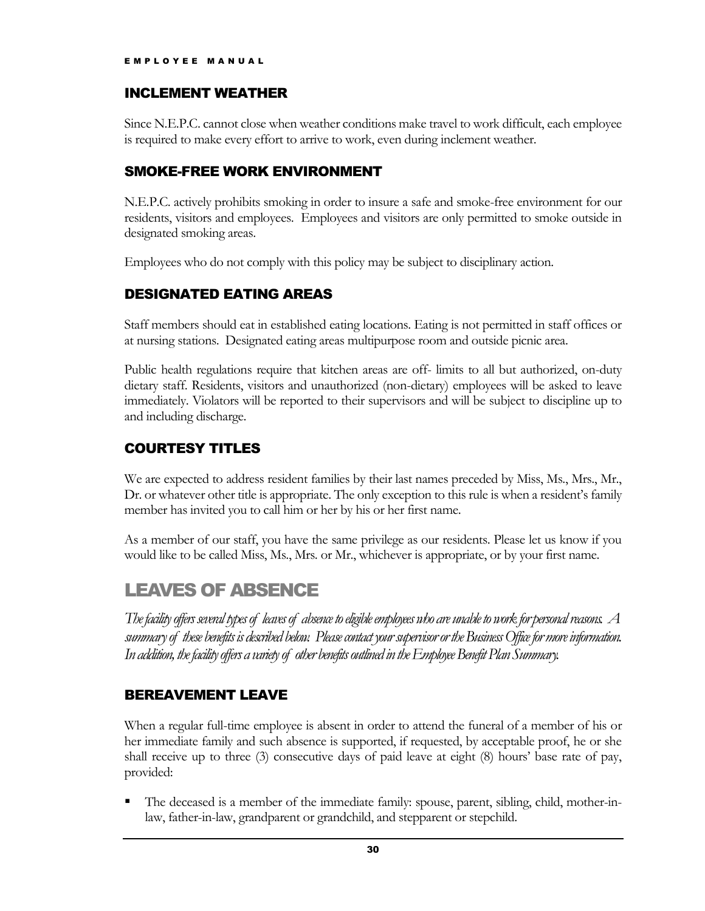## INCLEMENT WEATHER

Since N.E.P.C. cannot close when weather conditions make travel to work difficult, each employee is required to make every effort to arrive to work, even during inclement weather.

## SMOKE-FREE WORK ENVIRONMENT

N.E.P.C. actively prohibits smoking in order to insure a safe and smoke-free environment for our residents, visitors and employees. Employees and visitors are only permitted to smoke outside in designated smoking areas.

Employees who do not comply with this policy may be subject to disciplinary action.

## DESIGNATED EATING AREAS

Staff members should eat in established eating locations. Eating is not permitted in staff offices or at nursing stations. Designated eating areas multipurpose room and outside picnic area.

Public health regulations require that kitchen areas are off- limits to all but authorized, on-duty dietary staff. Residents, visitors and unauthorized (non-dietary) employees will be asked to leave immediately. Violators will be reported to their supervisors and will be subject to discipline up to and including discharge.

## COURTESY TITLES

We are expected to address resident families by their last names preceded by Miss, Ms., Mrs., Mr., Dr. or whatever other title is appropriate. The only exception to this rule is when a resident's family member has invited you to call him or her by his or her first name.

As a member of our staff, you have the same privilege as our residents. Please let us know if you would like to be called Miss, Ms., Mrs. or Mr., whichever is appropriate, or by your first name.

# LEAVES OF ABSENCE

*The facility offers several types of leaves of absence to eligible employees who are unable to work for personal reasons. A summary of these benefits is described below. Please contact your supervisor or the Business Office for more information. In addition, the facility offers a variety of other benefits outlined in the Employee Benefit Plan Summary.*

## BEREAVEMENT LEAVE

When a regular full-time employee is absent in order to attend the funeral of a member of his or her immediate family and such absence is supported, if requested, by acceptable proof, he or she shall receive up to three (3) consecutive days of paid leave at eight (8) hours' base rate of pay, provided:

- The deceased is a member of the immediate family: spouse, parent, sibling, child, mother-in-law, father-in-law, grandparent or grandchild, and stepparent or stepchild.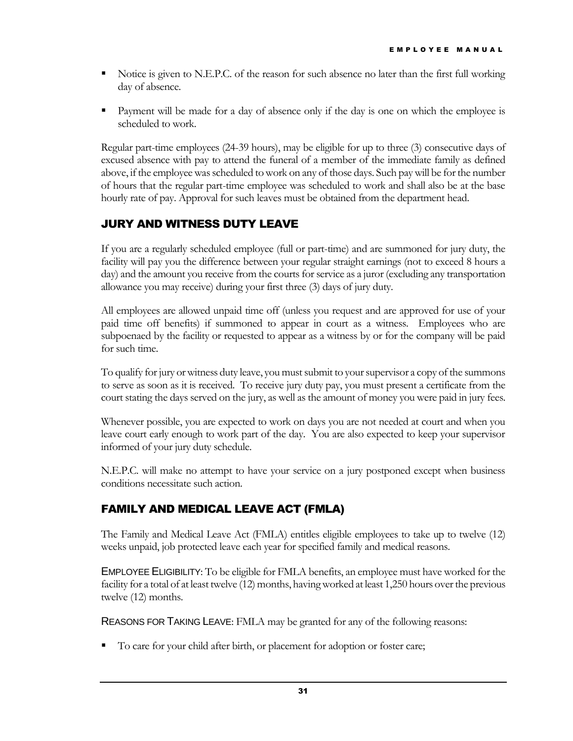- Notice is given to N.E.P.C. of the reason for such absence no later than the first full working day of absence.
- Payment will be made for a day of absence only if the day is one on which the employee is scheduled to work.

Regular part-time employees (24-39 hours), may be eligible for up to three (3) consecutive days of excused absence with pay to attend the funeral of a member of the immediate family as defined above, if the employee was scheduled to work on any of those days. Such pay will be for the number of hours that the regular part-time employee was scheduled to work and shall also be at the base hourly rate of pay. Approval for such leaves must be obtained from the department head.

## JURY AND WITNESS DUTY LEAVE

If you are a regularly scheduled employee (full or part-time) and are summoned for jury duty, the facility will pay you the difference between your regular straight earnings (not to exceed 8 hours a day) and the amount you receive from the courts for service as a juror (excluding any transportation allowance you may receive) during your first three (3) days of jury duty.

All employees are allowed unpaid time off (unless you request and are approved for use of your paid time off benefits) if summoned to appear in court as a witness. Employees who are subpoenaed by the facility or requested to appear as a witness by or for the company will be paid for such time.

To qualify for jury or witness duty leave, you must submit to your supervisor a copy of the summons to serve as soon as it is received. To receive jury duty pay, you must present a certificate from the court stating the days served on the jury, as well as the amount of money you were paid in jury fees.

Whenever possible, you are expected to work on days you are not needed at court and when you leave court early enough to work part of the day. You are also expected to keep your supervisor informed of your jury duty schedule.

N.E.P.C. will make no attempt to have your service on a jury postponed except when business conditions necessitate such action.

## FAMILY AND MEDICAL LEAVE ACT (FMLA)

The Family and Medical Leave Act (FMLA) entitles eligible employees to take up to twelve (12) weeks unpaid, job protected leave each year for specified family and medical reasons.

EMPLOYEE ELIGIBILITY: To be eligible for FMLA benefits, an employee must have worked for the facility for a total of at least twelve (12) months, having worked at least 1,250 hours over the previous twelve (12) months.

REASONS FOR TAKING LEAVE: FMLA may be granted for any of the following reasons:

- To care for your child after birth, or placement for adoption or foster care;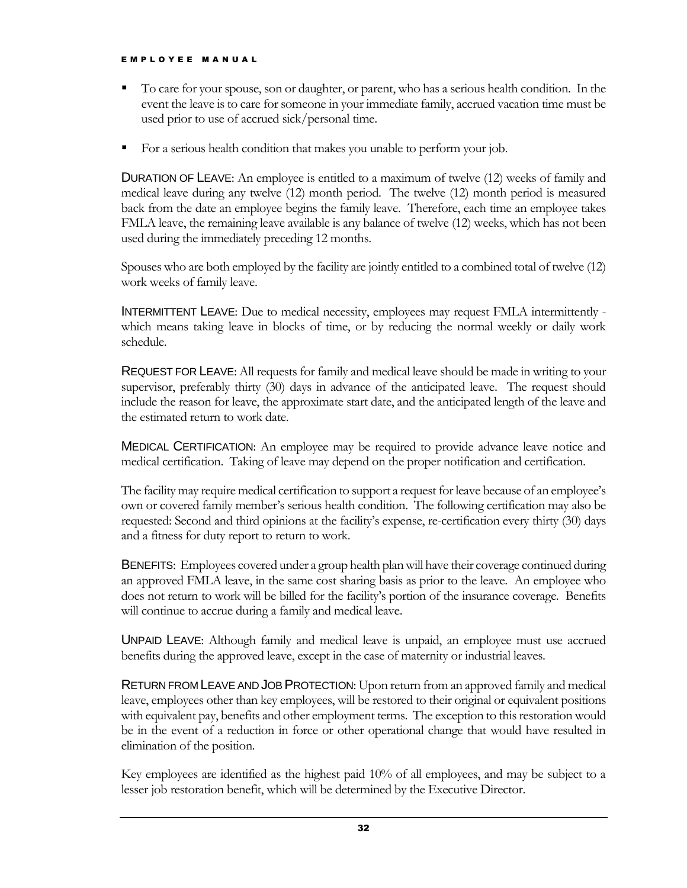- To care for your spouse, son or daughter, or parent, who has a serious health condition. In the event the leave is to care for someone in your immediate family, accrued vacation time must be used prior to use of accrued sick/personal time.
- For a serious health condition that makes you unable to perform your job.

DURATION OF LEAVE: An employee is entitled to a maximum of twelve (12) weeks of family and medical leave during any twelve (12) month period. The twelve (12) month period is measured back from the date an employee begins the family leave. Therefore, each time an employee takes FMLA leave, the remaining leave available is any balance of twelve (12) weeks, which has not been used during the immediately preceding 12 months.

Spouses who are both employed by the facility are jointly entitled to a combined total of twelve (12) work weeks of family leave.

INTERMITTENT LEAVE: Due to medical necessity, employees may request FMLA intermittently - which means taking leave in blocks of time, or by reducing the normal weekly or daily work schedule.

REQUEST FOR LEAVE: All requests for family and medical leave should be made in writing to your supervisor, preferably thirty (30) days in advance of the anticipated leave. The request should include the reason for leave, the approximate start date, and the anticipated length of the leave and the estimated return to work date.

MEDICAL CERTIFICATION: An employee may be required to provide advance leave notice and medical certification. Taking of leave may depend on the proper notification and certification.

The facility may require medical certification to support a request for leave because of an employee's own or covered family member's serious health condition. The following certification may also be requested: Second and third opinions at the facility's expense, re-certification every thirty (30) days and a fitness for duty report to return to work.

BENEFITS: Employees covered under a group health plan will have their coverage continued during an approved FMLA leave, in the same cost sharing basis as prior to the leave. An employee who does not return to work will be billed for the facility's portion of the insurance coverage. Benefits will continue to accrue during a family and medical leave.

UNPAID LEAVE: Although family and medical leave is unpaid, an employee must use accrued benefits during the approved leave, except in the case of maternity or industrial leaves.

RETURN FROM LEAVE AND JOB PROTECTION: Upon return from an approved family and medical leave, employees other than key employees, will be restored to their original or equivalent positions with equivalent pay, benefits and other employment terms. The exception to this restoration would be in the event of a reduction in force or other operational change that would have resulted in elimination of the position.

Key employees are identified as the highest paid 10% of all employees, and may be subject to a lesser job restoration benefit, which will be determined by the Executive Director.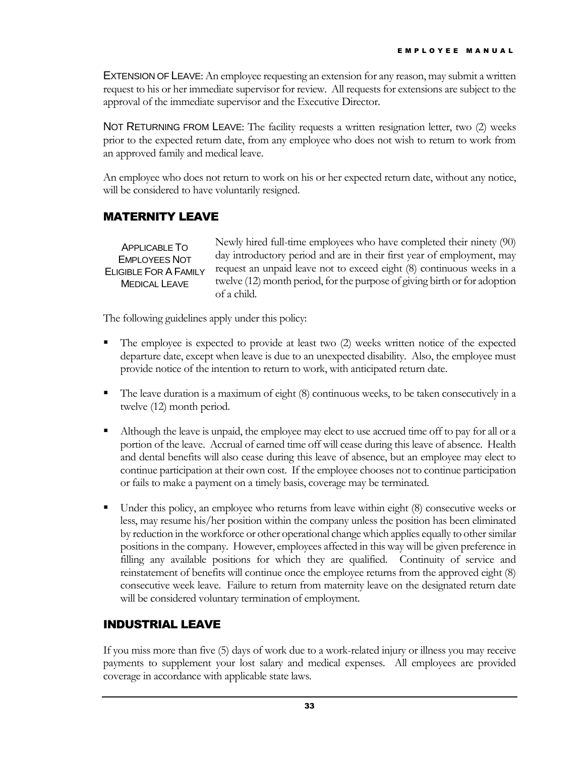EXTENSION OF LEAVE: An employee requesting an extension for any reason, may submit a written request to his or her immediate supervisor for review. All requests for extensions are subject to the approval of the immediate supervisor and the Executive Director.

NOT RETURNING FROM LEAVE: The facility requests a written resignation letter, two (2) weeks prior to the expected return date, from any employee who does not wish to return to work from an approved family and medical leave.

An employee who does not return to work on his or her expected return date, without any notice, will be considered to have voluntarily resigned.

## MATERNITY LEAVE

APPLICABLE TO EMPLOYEES NOT ELIGIBLE FOR A FAMILY MEDICAL LEAVE

Newly hired full-time employees who have completed their ninety (90) day introductory period and are in their first year of employment, may request an unpaid leave not to exceed eight (8) continuous weeks in a twelve (12) month period, for the purpose of giving birth or for adoption of a child.

The following guidelines apply under this policy:

- The employee is expected to provide at least two (2) weeks written notice of the expected departure date, except when leave is due to an unexpected disability. Also, the employee must provide notice of the intention to return to work, with anticipated return date.
- The leave duration is a maximum of eight (8) continuous weeks, to be taken consecutively in a twelve (12) month period.
- Although the leave is unpaid, the employee may elect to use accrued time off to pay for all or a portion of the leave. Accrual of earned time off will cease during this leave of absence. Health and dental benefits will also cease during this leave of absence, but an employee may elect to continue participation at their own cost. If the employee chooses not to continue participation or fails to make a payment on a timely basis, coverage may be terminated.
- Under this policy, an employee who returns from leave within eight (8) consecutive weeks or less, may resume his/her position within the company unless the position has been eliminated by reduction in the workforce or other operational change which applies equally to other similar positions in the company. However, employees affected in this way will be given preference in filling any available positions for which they are qualified. Continuity of service and reinstatement of benefits will continue once the employee returns from the approved eight (8) consecutive week leave. Failure to return from maternity leave on the designated return date will be considered voluntary termination of employment.

## INDUSTRIAL LEAVE

If you miss more than five (5) days of work due to a work-related injury or illness you may receive payments to supplement your lost salary and medical expenses. All employees are provided coverage in accordance with applicable state laws.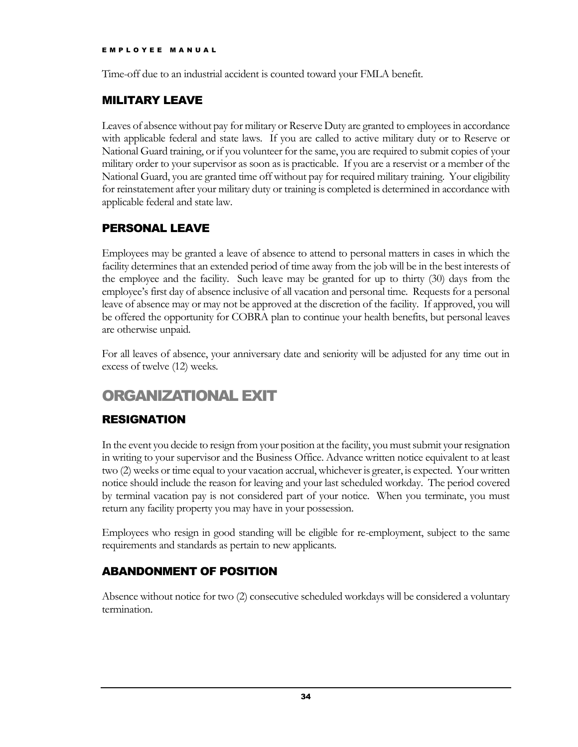Time-off due to an industrial accident is counted toward your FMLA benefit.

### MILITARY LEAVE

Leaves of absence without pay for military or Reserve Duty are granted to employees in accordance with applicable federal and state laws. If you are called to active military duty or to Reserve or National Guard training, or if you volunteer for the same, you are required to submit copies of your military order to your supervisor as soon as is practicable. If you are a reservist or a member of the National Guard, you are granted time off without pay for required military training. Your eligibility for reinstatement after your military duty or training is completed is determined in accordance with applicable federal and state law.

### PERSONAL LEAVE

Employees may be granted a leave of absence to attend to personal matters in cases in which the facility determines that an extended period of time away from the job will be in the best interests of the employee and the facility. Such leave may be granted for up to thirty (30) days from the employee's first day of absence inclusive of all vacation and personal time. Requests for a personal leave of absence may or may not be approved at the discretion of the facility. If approved, you will be offered the opportunity for COBRA plan to continue your health benefits, but personal leaves are otherwise unpaid.

For all leaves of absence, your anniversary date and seniority will be adjusted for any time out in excess of twelve (12) weeks.

## ORGANIZATIONAL EXIT

### RESIGNATION

In the event you decide to resign from your position at the facility, you must submit your resignation in writing to your supervisor and the Business Office. Advance written notice equivalent to at least two (2) weeks or time equal to your vacation accrual, whichever is greater, is expected. Your written notice should include the reason for leaving and your last scheduled workday. The period covered by terminal vacation pay is not considered part of your notice. When you terminate, you must return any facility property you may have in your possession.

Employees who resign in good standing will be eligible for re-employment, subject to the same requirements and standards as pertain to new applicants.

### ABANDONMENT OF POSITION

Absence without notice for two (2) consecutive scheduled workdays will be considered a voluntary termination.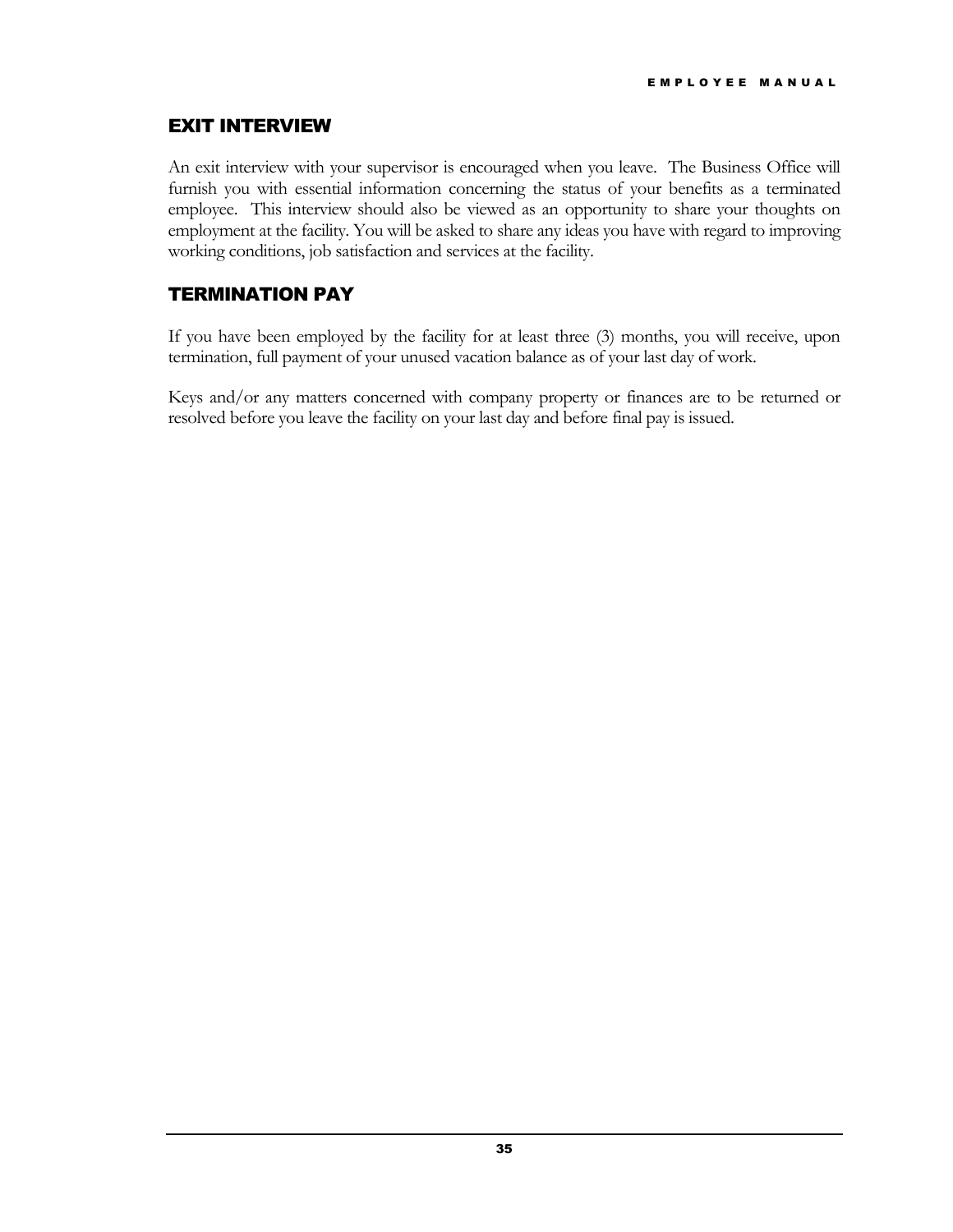## EXIT INTERVIEW

An exit interview with your supervisor is encouraged when you leave. The Business Office will furnish you with essential information concerning the status of your benefits as a terminated employee. This interview should also be viewed as an opportunity to share your thoughts on employment at the facility. You will be asked to share any ideas you have with regard to improving working conditions, job satisfaction and services at the facility.

## TERMINATION PAY

If you have been employed by the facility for at least three (3) months, you will receive, upon termination, full payment of your unused vacation balance as of your last day of work.

Keys and/or any matters concerned with company property or finances are to be returned or resolved before you leave the facility on your last day and before final pay is issued.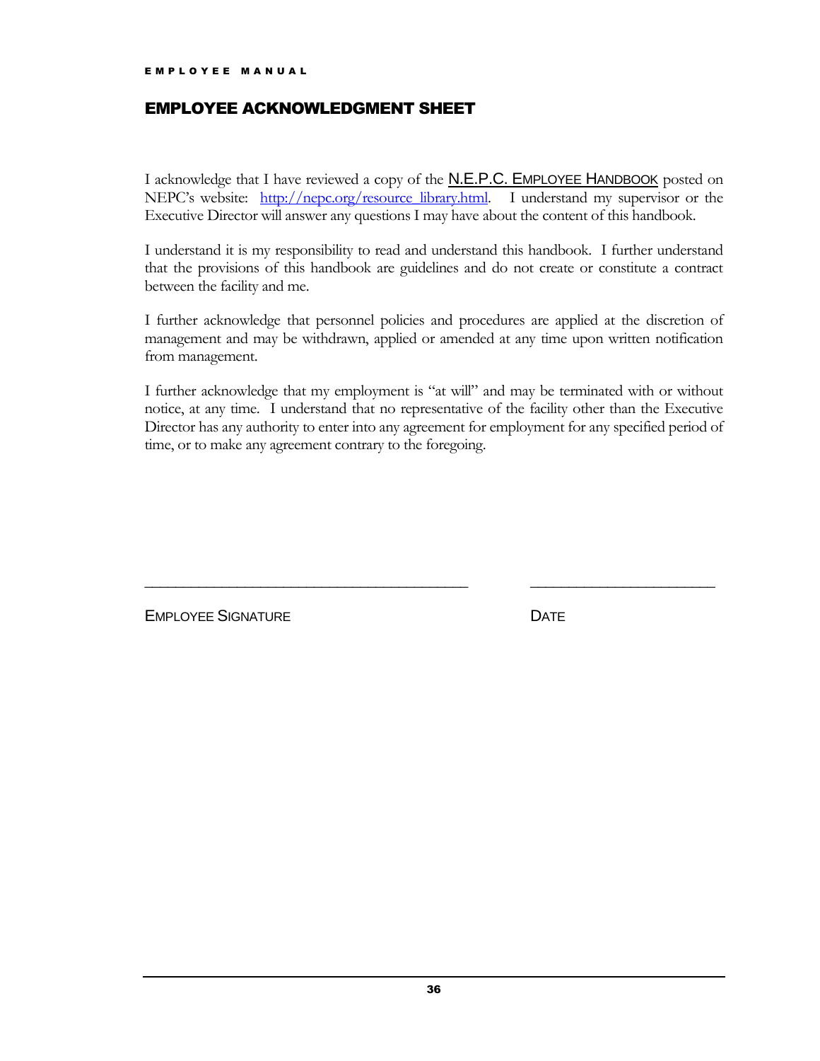# EMPLOYEE ACKNOWLEDGMENT SHEET

I acknowledge that I have reviewed a copy of the N.E.P.C. EMPLOYEE HANDBOOK posted on NEPC's website: http://nepc.org/resource_library.html. I understand my supervisor or the Executive Director will answer any questions I may have about the content of this handbook.

I understand it is my responsibility to read and understand this handbook. I further understand that the provisions of this handbook are guidelines and do not create or constitute a contract between the facility and me.

I further acknowledge that personnel policies and procedures are applied at the discretion of management and may be withdrawn, applied or amended at any time upon written notification from management.

I further acknowledge that my employment is "at will" and may be terminated with or without notice, at any time. I understand that no representative of the facility other than the Executive Director has any authority to enter into any agreement for employment for any specified period of time, or to make any agreement contrary to the foregoing.

_________________________________________ &nbsp;&nbsp;&nbsp;&nbsp; _______________________

EMPLOYEE SIGNATURE &nbsp;&nbsp;&nbsp;&nbsp; DATE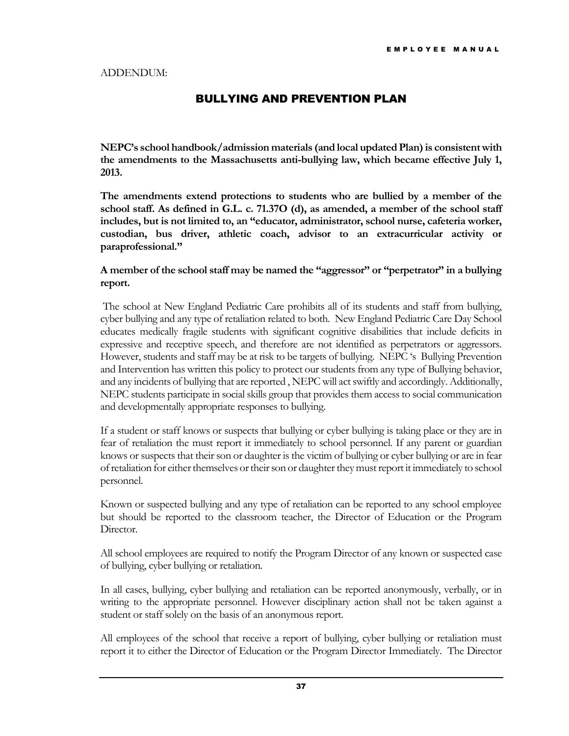ADDENDUM:

## BULLYING AND PREVENTION PLAN

**NEPC's school handbook/admission materials (and local updated Plan) is consistent with the amendments to the Massachusetts anti-bullying law, which became effective July 1, 2013.**

**The amendments extend protections to students who are bullied by a member of the school staff. As defined in G.L. c. 71.37O (d), as amended, a member of the school staff includes, but is not limited to, an "educator, administrator, school nurse, cafeteria worker, custodian, bus driver, athletic coach, advisor to an extracurricular activity or paraprofessional."**

**A member of the school staff may be named the "aggressor" or "perpetrator" in a bullying report.**

The school at New England Pediatric Care prohibits all of its students and staff from bullying, cyber bullying and any type of retaliation related to both. New England Pediatric Care Day School educates medically fragile students with significant cognitive disabilities that include deficits in expressive and receptive speech, and therefore are not identified as perpetrators or aggressors. However, students and staff may be at risk to be targets of bullying. NEPC 's Bullying Prevention and Intervention has written this policy to protect our students from any type of Bullying behavior, and any incidents of bullying that are reported , NEPC will act swiftly and accordingly. Additionally, NEPC students participate in social skills group that provides them access to social communication and developmentally appropriate responses to bullying.

If a student or staff knows or suspects that bullying or cyber bullying is taking place or they are in fear of retaliation the must report it immediately to school personnel. If any parent or guardian knows or suspects that their son or daughter is the victim of bullying or cyber bullying or are in fear of retaliation for either themselves or their son or daughter they must report it immediately to school personnel.

Known or suspected bullying and any type of retaliation can be reported to any school employee but should be reported to the classroom teacher, the Director of Education or the Program Director.

All school employees are required to notify the Program Director of any known or suspected case of bullying, cyber bullying or retaliation.

In all cases, bullying, cyber bullying and retaliation can be reported anonymously, verbally, or in writing to the appropriate personnel. However disciplinary action shall not be taken against a student or staff solely on the basis of an anonymous report.

All employees of the school that receive a report of bullying, cyber bullying or retaliation must report it to either the Director of Education or the Program Director Immediately. The Director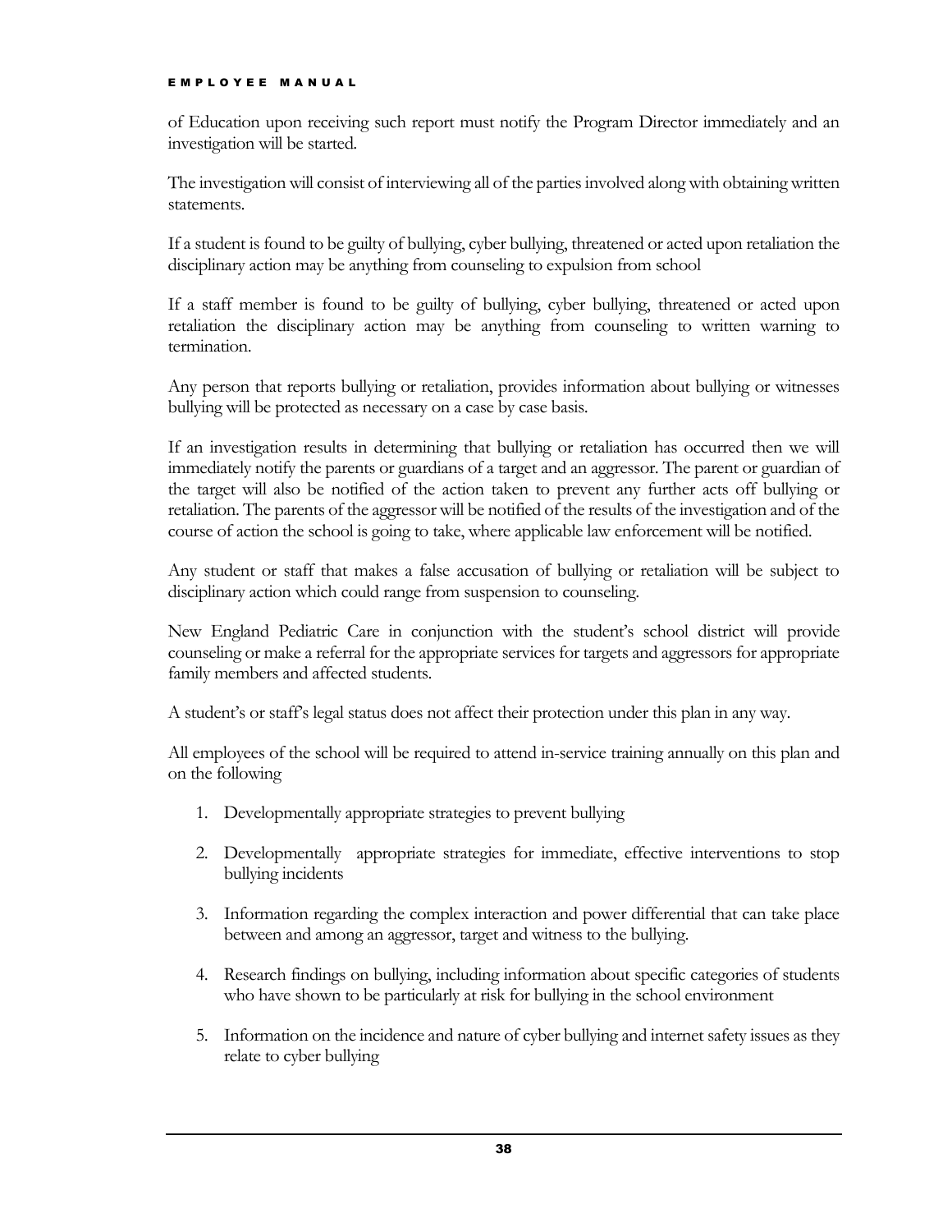of Education upon receiving such report must notify the Program Director immediately and an investigation will be started.

The investigation will consist of interviewing all of the parties involved along with obtaining written statements.

If a student is found to be guilty of bullying, cyber bullying, threatened or acted upon retaliation the disciplinary action may be anything from counseling to expulsion from school

If a staff member is found to be guilty of bullying, cyber bullying, threatened or acted upon retaliation the disciplinary action may be anything from counseling to written warning to termination.

Any person that reports bullying or retaliation, provides information about bullying or witnesses bullying will be protected as necessary on a case by case basis.

If an investigation results in determining that bullying or retaliation has occurred then we will immediately notify the parents or guardians of a target and an aggressor. The parent or guardian of the target will also be notified of the action taken to prevent any further acts off bullying or retaliation. The parents of the aggressor will be notified of the results of the investigation and of the course of action the school is going to take, where applicable law enforcement will be notified.

Any student or staff that makes a false accusation of bullying or retaliation will be subject to disciplinary action which could range from suspension to counseling.

New England Pediatric Care in conjunction with the student's school district will provide counseling or make a referral for the appropriate services for targets and aggressors for appropriate family members and affected students.

A student's or staff's legal status does not affect their protection under this plan in any way.

All employees of the school will be required to attend in-service training annually on this plan and on the following

1. Developmentally appropriate strategies to prevent bullying
2. Developmentally appropriate strategies for immediate, effective interventions to stop bullying incidents
3. Information regarding the complex interaction and power differential that can take place between and among an aggressor, target and witness to the bullying.
4. Research findings on bullying, including information about specific categories of students who have shown to be particularly at risk for bullying in the school environment
5. Information on the incidence and nature of cyber bullying and internet safety issues as they relate to cyber bullying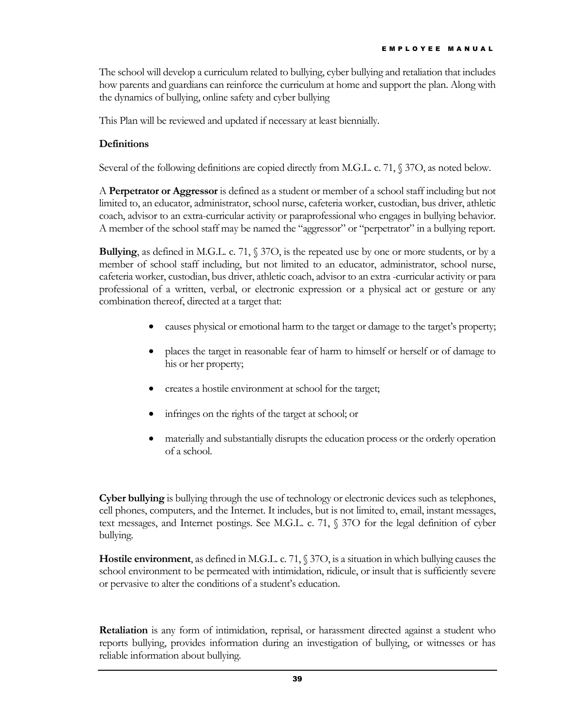The school will develop a curriculum related to bullying, cyber bullying and retaliation that includes how parents and guardians can reinforce the curriculum at home and support the plan. Along with the dynamics of bullying, online safety and cyber bullying

This Plan will be reviewed and updated if necessary at least biennially.

**Definitions**

Several of the following definitions are copied directly from M.G.L. c. 71, § 37O, as noted below.

A **Perpetrator or Aggressor** is defined as a student or member of a school staff including but not limited to, an educator, administrator, school nurse, cafeteria worker, custodian, bus driver, athletic coach, advisor to an extra-curricular activity or paraprofessional who engages in bullying behavior. A member of the school staff may be named the "aggressor" or "perpetrator" in a bullying report.

**Bullying**, as defined in M.G.L. c. 71, § 37O, is the repeated use by one or more students, or by a member of school staff including, but not limited to an educator, administrator, school nurse, cafeteria worker, custodian, bus driver, athletic coach, advisor to an extra -curricular activity or para professional of a written, verbal, or electronic expression or a physical act or gesture or any combination thereof, directed at a target that:

- causes physical or emotional harm to the target or damage to the target's property;
- places the target in reasonable fear of harm to himself or herself or of damage to his or her property;
- creates a hostile environment at school for the target;
- infringes on the rights of the target at school; or
- materially and substantially disrupts the education process or the orderly operation of a school.

**Cyber bullying** is bullying through the use of technology or electronic devices such as telephones, cell phones, computers, and the Internet. It includes, but is not limited to, email, instant messages, text messages, and Internet postings. See M.G.L. c. 71, § 37O for the legal definition of cyber bullying.

**Hostile environment**, as defined in M.G.L. c. 71, § 37O, is a situation in which bullying causes the school environment to be permeated with intimidation, ridicule, or insult that is sufficiently severe or pervasive to alter the conditions of a student's education.

**Retaliation** is any form of intimidation, reprisal, or harassment directed against a student who reports bullying, provides information during an investigation of bullying, or witnesses or has reliable information about bullying.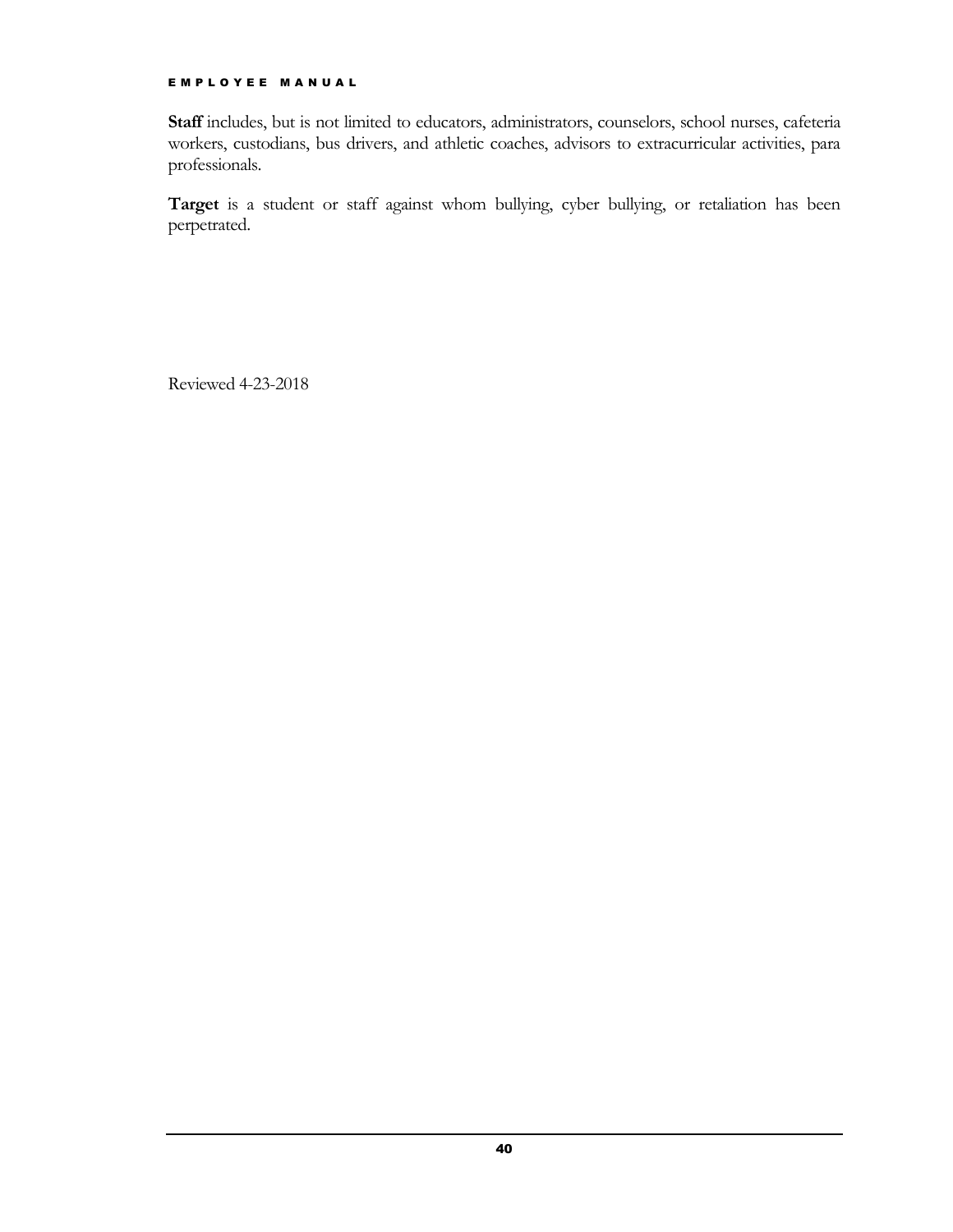**Staff** includes, but is not limited to educators, administrators, counselors, school nurses, cafeteria workers, custodians, bus drivers, and athletic coaches, advisors to extracurricular activities, para professionals.

**Target** is a student or staff against whom bullying, cyber bullying, or retaliation has been perpetrated.

Reviewed 4-23-2018